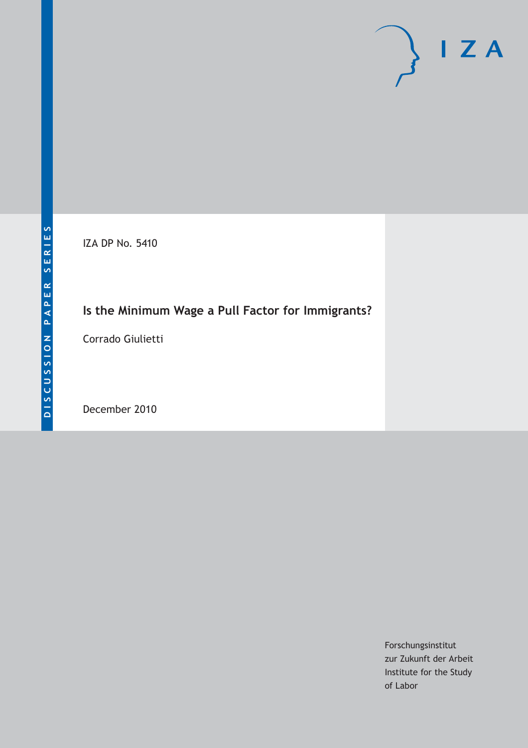DISCUSSION PAPER SERIES

IZA DP No. 5410

# Is the Minimum Wage a Pull Factor for Immigrants?

Corrado Giulietti

December 2010

Forschungsinstitut
zur Zukunft der Arbeit
Institute for the Study
of Labor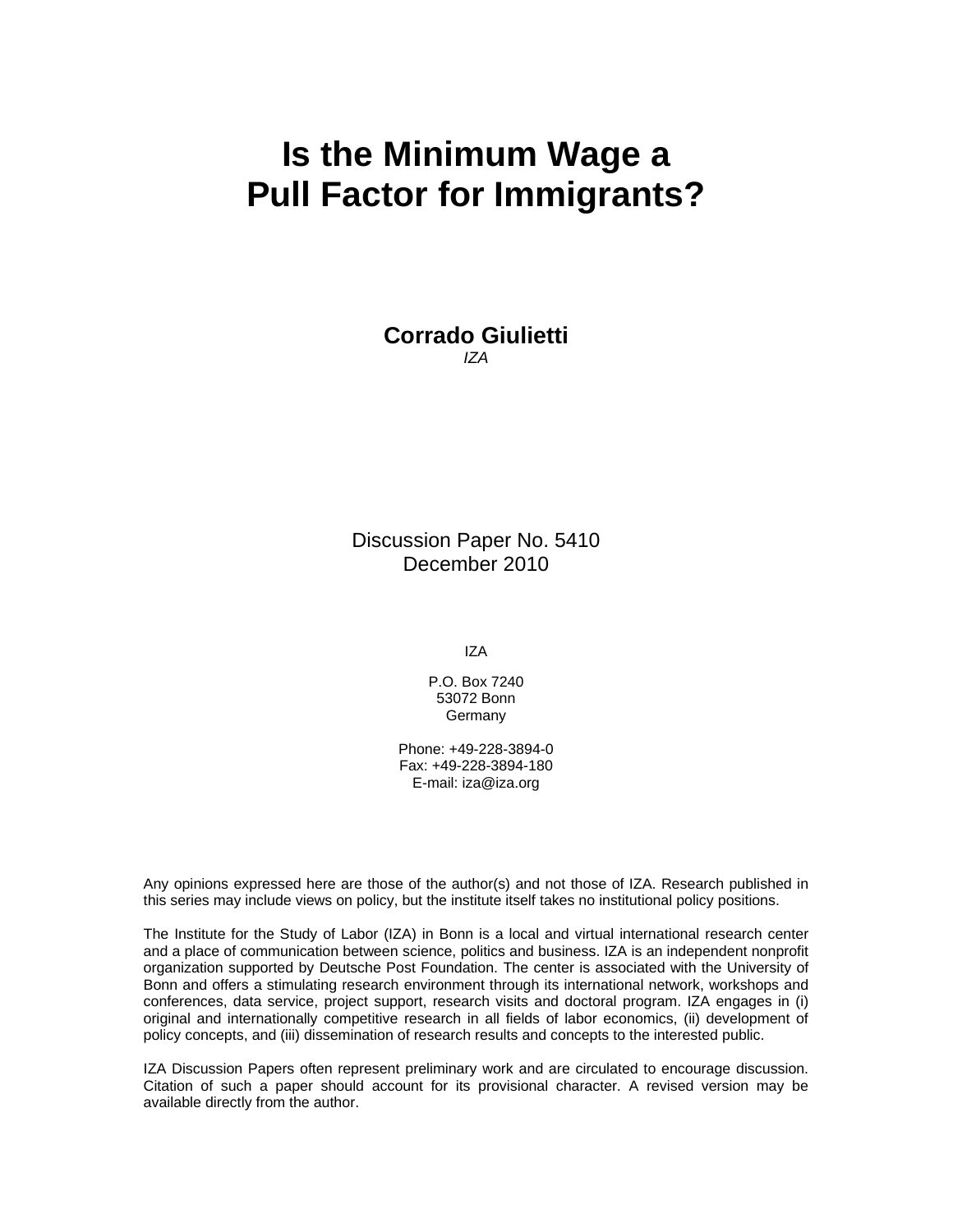# Is the Minimum Wage a Pull Factor for Immigrants?

**Corrado Giulietti**
*IZA*

Discussion Paper No. 5410
December 2010

IZA

P.O. Box 7240
53072 Bonn
Germany

Phone: +49-228-3894-0
Fax: +49-228-3894-180
E-mail: iza@iza.org

Any opinions expressed here are those of the author(s) and not those of IZA. Research published in this series may include views on policy, but the institute itself takes no institutional policy positions.

The Institute for the Study of Labor (IZA) in Bonn is a local and virtual international research center and a place of communication between science, politics and business. IZA is an independent nonprofit organization supported by Deutsche Post Foundation. The center is associated with the University of Bonn and offers a stimulating research environment through its international network, workshops and conferences, data service, project support, research visits and doctoral program. IZA engages in (i) original and internationally competitive research in all fields of labor economics, (ii) development of policy concepts, and (iii) dissemination of research results and concepts to the interested public.

IZA Discussion Papers often represent preliminary work and are circulated to encourage discussion. Citation of such a paper should account for its provisional character. A revised version may be available directly from the author.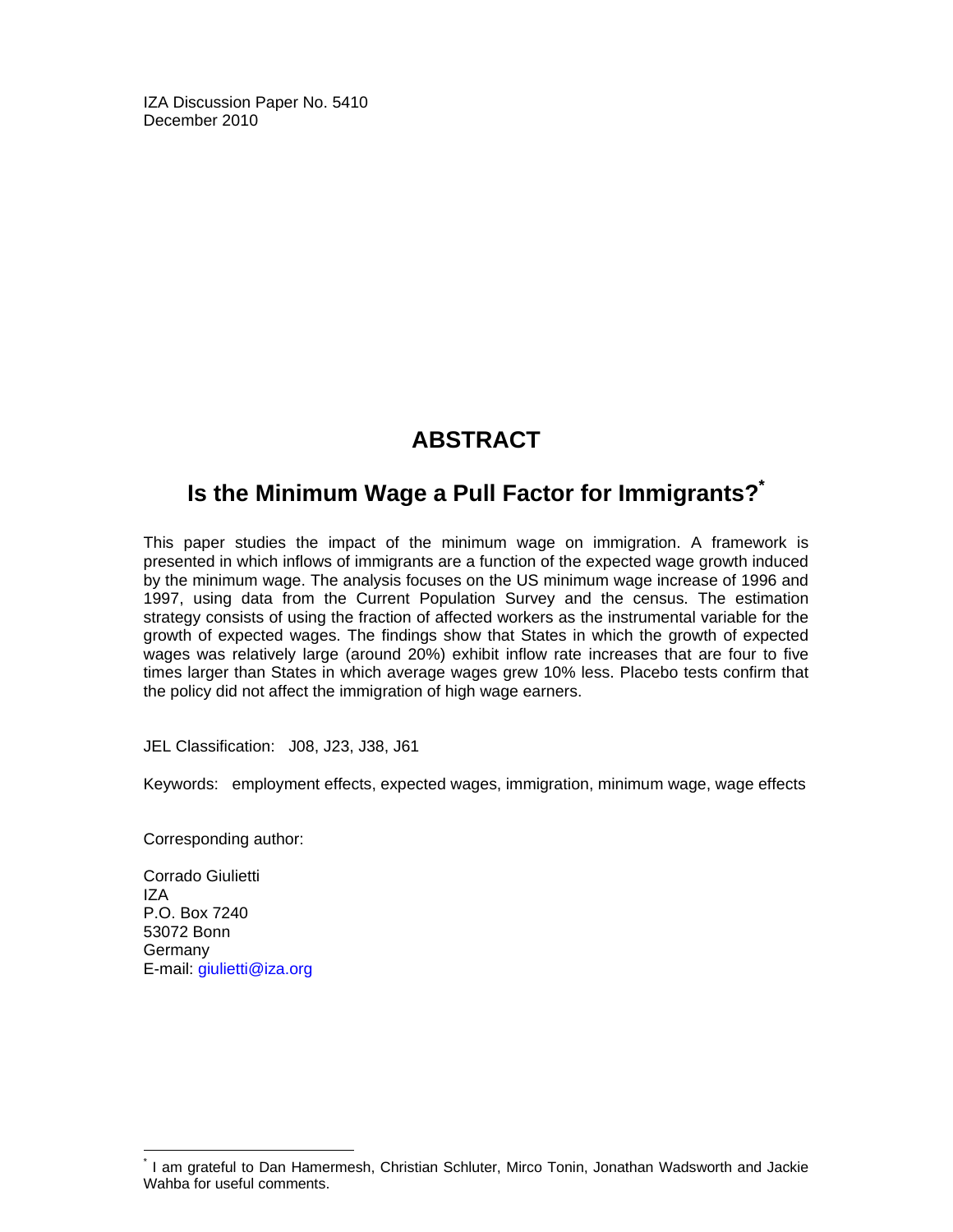IZA Discussion Paper No. 5410
December 2010

# ABSTRACT

## Is the Minimum Wage a Pull Factor for Immigrants?*

This paper studies the impact of the minimum wage on immigration. A framework is presented in which inflows of immigrants are a function of the expected wage growth induced by the minimum wage. The analysis focuses on the US minimum wage increase of 1996 and 1997, using data from the Current Population Survey and the census. The estimation strategy consists of using the fraction of affected workers as the instrumental variable for the growth of expected wages. The findings show that States in which the growth of expected wages was relatively large (around 20%) exhibit inflow rate increases that are four to five times larger than States in which average wages grew 10% less. Placebo tests confirm that the policy did not affect the immigration of high wage earners.

JEL Classification: J08, J23, J38, J61

Keywords: employment effects, expected wages, immigration, minimum wage, wage effects

Corresponding author:

Corrado Giulietti
IZA
P.O. Box 7240
53072 Bonn
Germany
E-mail: giulietti@iza.org

* I am grateful to Dan Hamermesh, Christian Schluter, Mirco Tonin, Jonathan Wadsworth and Jackie Wahba for useful comments.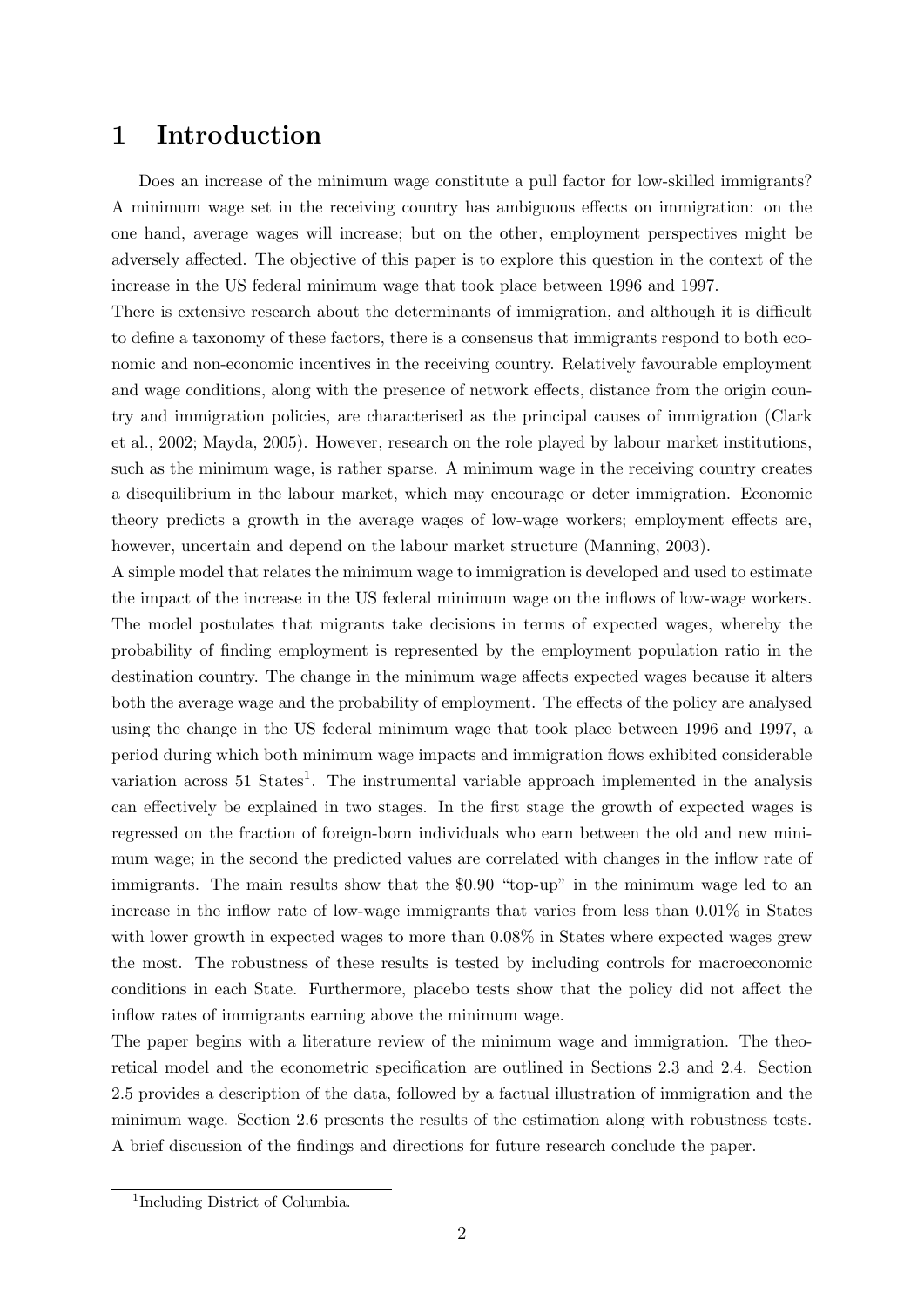# 1 Introduction

Does an increase of the minimum wage constitute a pull factor for low-skilled immigrants? A minimum wage set in the receiving country has ambiguous effects on immigration: on the one hand, average wages will increase; but on the other, employment perspectives might be adversely affected. The objective of this paper is to explore this question in the context of the increase in the US federal minimum wage that took place between 1996 and 1997.

There is extensive research about the determinants of immigration, and although it is difficult to define a taxonomy of these factors, there is a consensus that immigrants respond to both economic and non-economic incentives in the receiving country. Relatively favourable employment and wage conditions, along with the presence of network effects, distance from the origin country and immigration policies, are characterised as the principal causes of immigration (Clark et al., 2002; Mayda, 2005). However, research on the role played by labour market institutions, such as the minimum wage, is rather sparse. A minimum wage in the receiving country creates a disequilibrium in the labour market, which may encourage or deter immigration. Economic theory predicts a growth in the average wages of low-wage workers; employment effects are, however, uncertain and depend on the labour market structure (Manning, 2003).

A simple model that relates the minimum wage to immigration is developed and used to estimate the impact of the increase in the US federal minimum wage on the inflows of low-wage workers. The model postulates that migrants take decisions in terms of expected wages, whereby the probability of finding employment is represented by the employment population ratio in the destination country. The change in the minimum wage affects expected wages because it alters both the average wage and the probability of employment. The effects of the policy are analysed using the change in the US federal minimum wage that took place between 1996 and 1997, a period during which both minimum wage impacts and immigration flows exhibited considerable variation across 51 States[1]. The instrumental variable approach implemented in the analysis can effectively be explained in two stages. In the first stage the growth of expected wages is regressed on the fraction of foreign-born individuals who earn between the old and new minimum wage; in the second the predicted values are correlated with changes in the inflow rate of immigrants. The main results show that the \$0.90 "top-up" in the minimum wage led to an increase in the inflow rate of low-wage immigrants that varies from less than 0.01% in States with lower growth in expected wages to more than 0.08% in States where expected wages grew the most. The robustness of these results is tested by including controls for macroeconomic conditions in each State. Furthermore, placebo tests show that the policy did not affect the inflow rates of immigrants earning above the minimum wage.

The paper begins with a literature review of the minimum wage and immigration. The theoretical model and the econometric specification are outlined in Sections 2.3 and 2.4. Section 2.5 provides a description of the data, followed by a factual illustration of immigration and the minimum wage. Section 2.6 presents the results of the estimation along with robustness tests. A brief discussion of the findings and directions for future research conclude the paper.

[1] Including District of Columbia.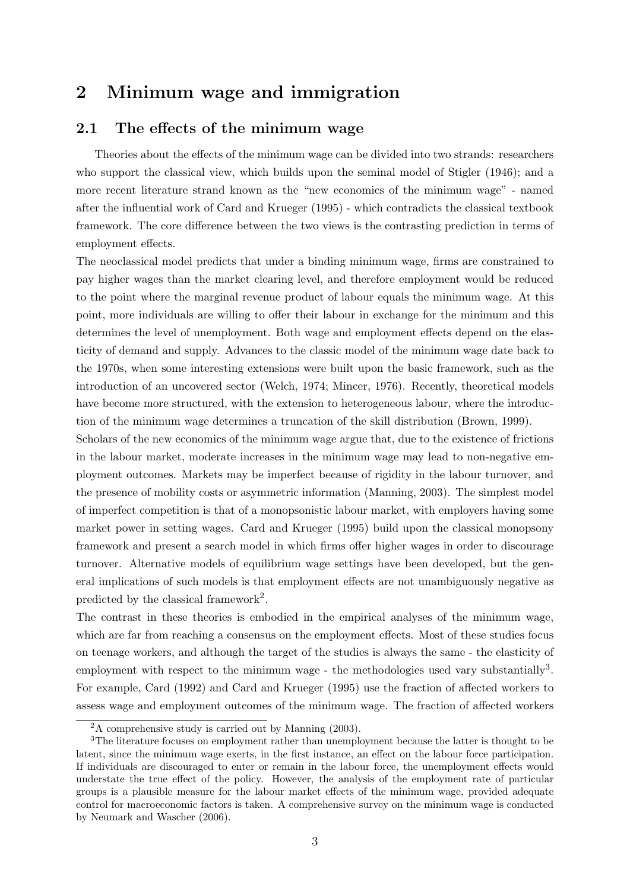# 2 Minimum wage and immigration

## 2.1 The effects of the minimum wage

Theories about the effects of the minimum wage can be divided into two strands: researchers who support the classical view, which builds upon the seminal model of Stigler (1946); and a more recent literature strand known as the "new economics of the minimum wage" - named after the influential work of Card and Krueger (1995) - which contradicts the classical textbook framework. The core difference between the two views is the contrasting prediction in terms of employment effects.

The neoclassical model predicts that under a binding minimum wage, firms are constrained to pay higher wages than the market clearing level, and therefore employment would be reduced to the point where the marginal revenue product of labour equals the minimum wage. At this point, more individuals are willing to offer their labour in exchange for the minimum and this determines the level of unemployment. Both wage and employment effects depend on the elasticity of demand and supply. Advances to the classic model of the minimum wage date back to the 1970s, when some interesting extensions were built upon the basic framework, such as the introduction of an uncovered sector (Welch, 1974; Mincer, 1976). Recently, theoretical models have become more structured, with the extension to heterogeneous labour, where the introduction of the minimum wage determines a truncation of the skill distribution (Brown, 1999).

Scholars of the new economics of the minimum wage argue that, due to the existence of frictions in the labour market, moderate increases in the minimum wage may lead to non-negative employment outcomes. Markets may be imperfect because of rigidity in the labour turnover, and the presence of mobility costs or asymmetric information (Manning, 2003). The simplest model of imperfect competition is that of a monopsonistic labour market, with employers having some market power in setting wages. Card and Krueger (1995) build upon the classical monopsony framework and present a search model in which firms offer higher wages in order to discourage turnover. Alternative models of equilibrium wage settings have been developed, but the general implications of such models is that employment effects are not unambiguously negative as predicted by the classical framework[2].

The contrast in these theories is embodied in the empirical analyses of the minimum wage, which are far from reaching a consensus on the employment effects. Most of these studies focus on teenage workers, and although the target of the studies is always the same - the elasticity of employment with respect to the minimum wage - the methodologies used vary substantially[3]. For example, Card (1992) and Card and Krueger (1995) use the fraction of affected workers to assess wage and employment outcomes of the minimum wage. The fraction of affected workers

[2] A comprehensive study is carried out by Manning (2003).

[3] The literature focuses on employment rather than unemployment because the latter is thought to be latent, since the minimum wage exerts, in the first instance, an effect on the labour force participation. If individuals are discouraged to enter or remain in the labour force, the unemployment effects would understate the true effect of the policy. However, the analysis of the employment rate of particular groups is a plausible measure for the labour market effects of the minimum wage, provided adequate control for macroeconomic factors is taken. A comprehensive survey on the minimum wage is conducted by Neumark and Wascher (2006).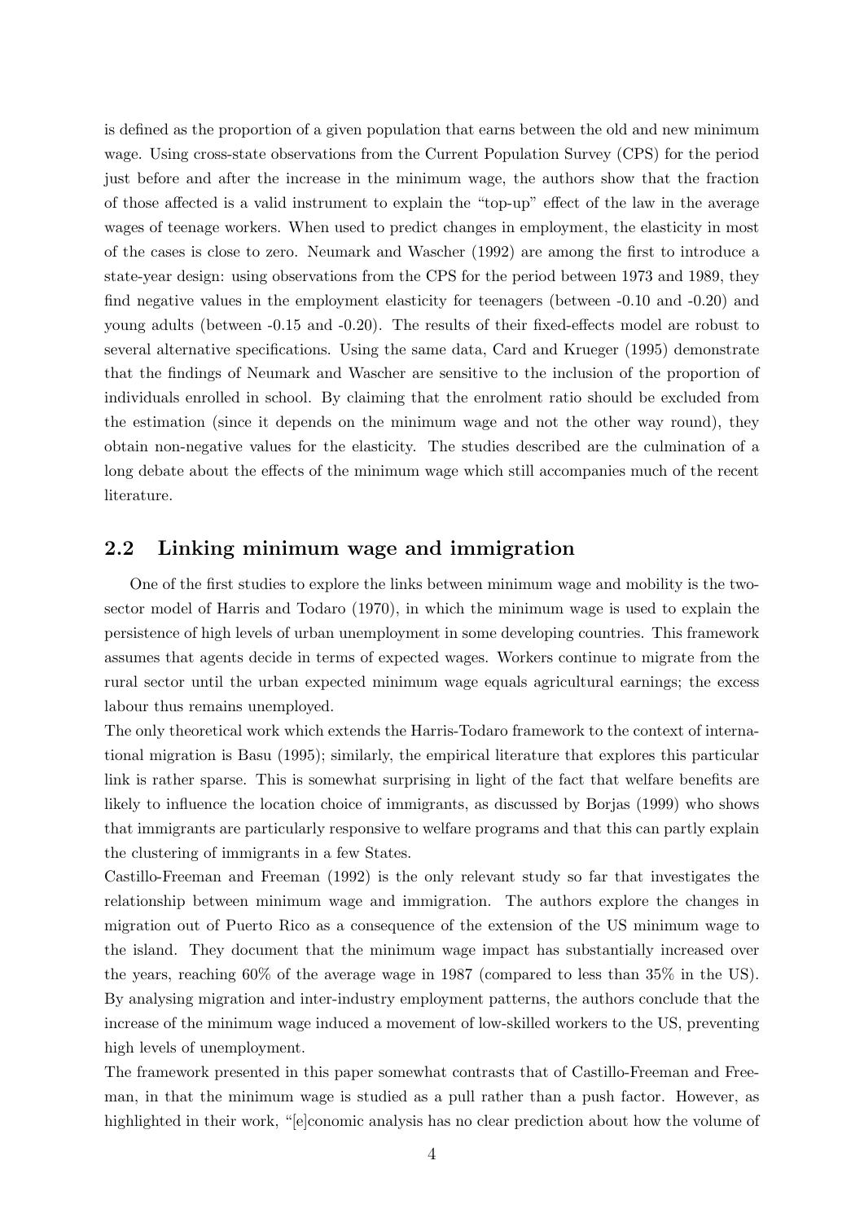is defined as the proportion of a given population that earns between the old and new minimum wage. Using cross-state observations from the Current Population Survey (CPS) for the period just before and after the increase in the minimum wage, the authors show that the fraction of those affected is a valid instrument to explain the "top-up" effect of the law in the average wages of teenage workers. When used to predict changes in employment, the elasticity in most of the cases is close to zero. Neumark and Wascher (1992) are among the first to introduce a state-year design: using observations from the CPS for the period between 1973 and 1989, they find negative values in the employment elasticity for teenagers (between -0.10 and -0.20) and young adults (between -0.15 and -0.20). The results of their fixed-effects model are robust to several alternative specifications. Using the same data, Card and Krueger (1995) demonstrate that the findings of Neumark and Wascher are sensitive to the inclusion of the proportion of individuals enrolled in school. By claiming that the enrolment ratio should be excluded from the estimation (since it depends on the minimum wage and not the other way round), they obtain non-negative values for the elasticity. The studies described are the culmination of a long debate about the effects of the minimum wage which still accompanies much of the recent literature.

## 2.2 Linking minimum wage and immigration

One of the first studies to explore the links between minimum wage and mobility is the two-sector model of Harris and Todaro (1970), in which the minimum wage is used to explain the persistence of high levels of urban unemployment in some developing countries. This framework assumes that agents decide in terms of expected wages. Workers continue to migrate from the rural sector until the urban expected minimum wage equals agricultural earnings; the excess labour thus remains unemployed.

The only theoretical work which extends the Harris-Todaro framework to the context of international migration is Basu (1995); similarly, the empirical literature that explores this particular link is rather sparse. This is somewhat surprising in light of the fact that welfare benefits are likely to influence the location choice of immigrants, as discussed by Borjas (1999) who shows that immigrants are particularly responsive to welfare programs and that this can partly explain the clustering of immigrants in a few States.

Castillo-Freeman and Freeman (1992) is the only relevant study so far that investigates the relationship between minimum wage and immigration. The authors explore the changes in migration out of Puerto Rico as a consequence of the extension of the US minimum wage to the island. They document that the minimum wage impact has substantially increased over the years, reaching 60% of the average wage in 1987 (compared to less than 35% in the US). By analysing migration and inter-industry employment patterns, the authors conclude that the increase of the minimum wage induced a movement of low-skilled workers to the US, preventing high levels of unemployment.

The framework presented in this paper somewhat contrasts that of Castillo-Freeman and Freeman, in that the minimum wage is studied as a pull rather than a push factor. However, as highlighted in their work, "[e]conomic analysis has no clear prediction about how the volume of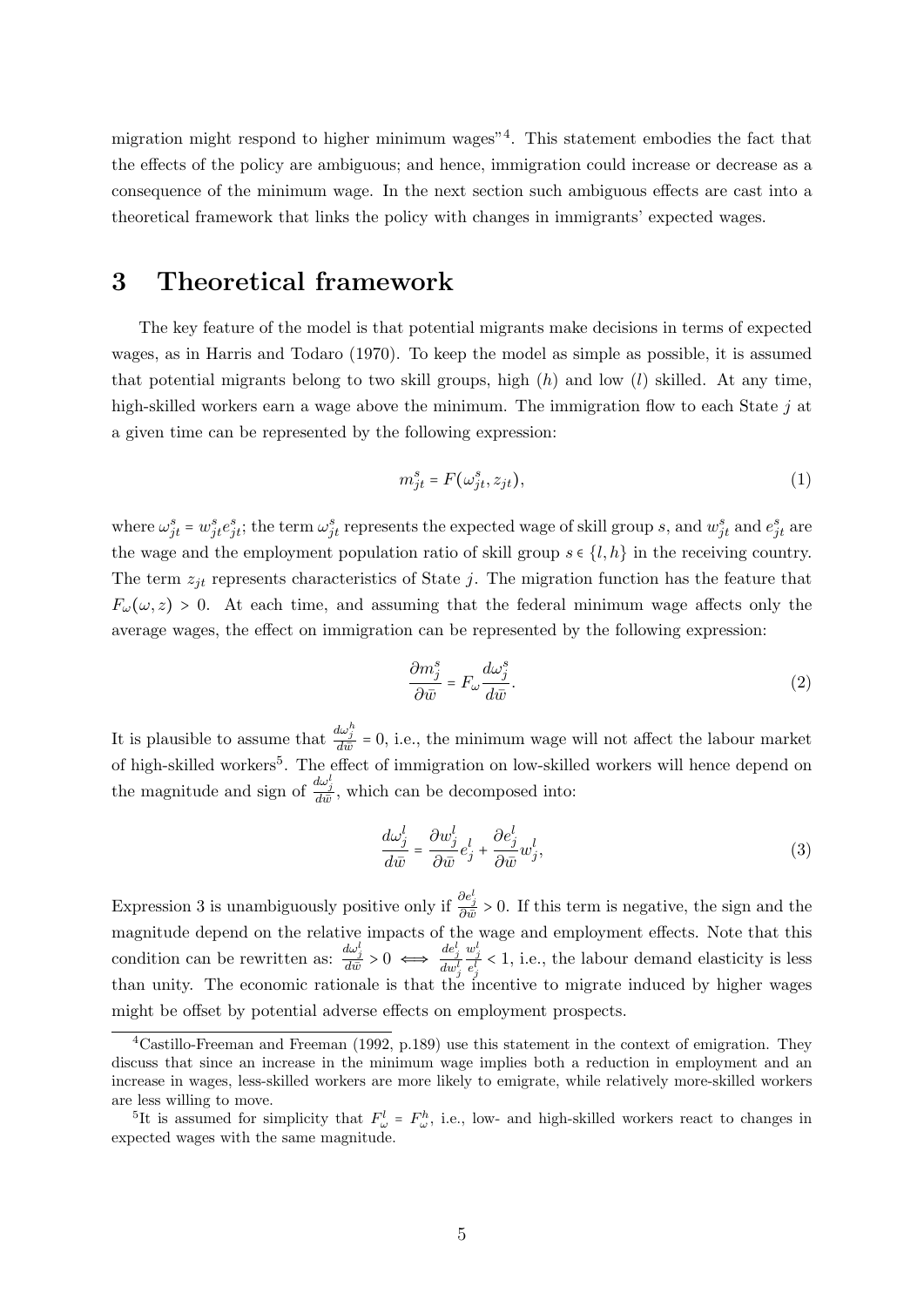migration might respond to higher minimum wages"[4]. This statement embodies the fact that the effects of the policy are ambiguous; and hence, immigration could increase or decrease as a consequence of the minimum wage. In the next section such ambiguous effects are cast into a theoretical framework that links the policy with changes in immigrants' expected wages.

## 3 Theoretical framework

The key feature of the model is that potential migrants make decisions in terms of expected wages, as in Harris and Todaro (1970). To keep the model as simple as possible, it is assumed that potential migrants belong to two skill groups, high ($h$) and low ($l$) skilled. At any time, high-skilled workers earn a wage above the minimum. The immigration flow to each State $j$ at a given time can be represented by the following expression:

$$m^s_{jt} = F(\omega^s_{jt}, z_{jt}), \tag{1}$$

where $\omega^s_{jt} = w^s_{jt}e^s_{jt}$; the term $\omega^s_{jt}$ represents the expected wage of skill group $s$, and $w^s_{jt}$ and $e^s_{jt}$ are the wage and the employment population ratio of skill group $s \in \{l, h\}$ in the receiving country. The term $z_{jt}$ represents characteristics of State $j$. The migration function has the feature that $F_\omega(\omega, z) > 0$. At each time, and assuming that the federal minimum wage affects only the average wages, the effect on immigration can be represented by the following expression:

$$\frac{\partial m^s_j}{\partial \bar{w}} = F_\omega \frac{d\omega^s_j}{d\bar{w}}. \tag{2}$$

It is plausible to assume that $\frac{d\omega^h_j}{d\bar{w}} = 0$, i.e., the minimum wage will not affect the labour market of high-skilled workers[5]. The effect of immigration on low-skilled workers will hence depend on the magnitude and sign of $\frac{d\omega^l_j}{d\bar{w}}$, which can be decomposed into:

$$\frac{d\omega^l_j}{d\bar{w}} = \frac{\partial w^l_j}{\partial \bar{w}} e^l_j + \frac{\partial e^l_j}{\partial \bar{w}} w^l_j, \tag{3}$$

Expression 3 is unambiguously positive only if $\frac{\partial e^l_j}{\partial \bar{w}} > 0$. If this term is negative, the sign and the magnitude depend on the relative impacts of the wage and employment effects. Note that this condition can be rewritten as: $\frac{d\omega^l_j}{d\bar{w}} > 0 \iff \frac{de^l_j}{dw^l_j}\frac{w^l_j}{e^l_j} < 1$, i.e., the labour demand elasticity is less than unity. The economic rationale is that the incentive to migrate induced by higher wages might be offset by potential adverse effects on employment prospects.

[4] Castillo-Freeman and Freeman (1992, p.189) use this statement in the context of emigration. They discuss that since an increase in the minimum wage implies both a reduction in employment and an increase in wages, less-skilled workers are more likely to emigrate, while relatively more-skilled workers are less willing to move.

[5] It is assumed for simplicity that $F^l_\omega = F^h_\omega$, i.e., low- and high-skilled workers react to changes in expected wages with the same magnitude.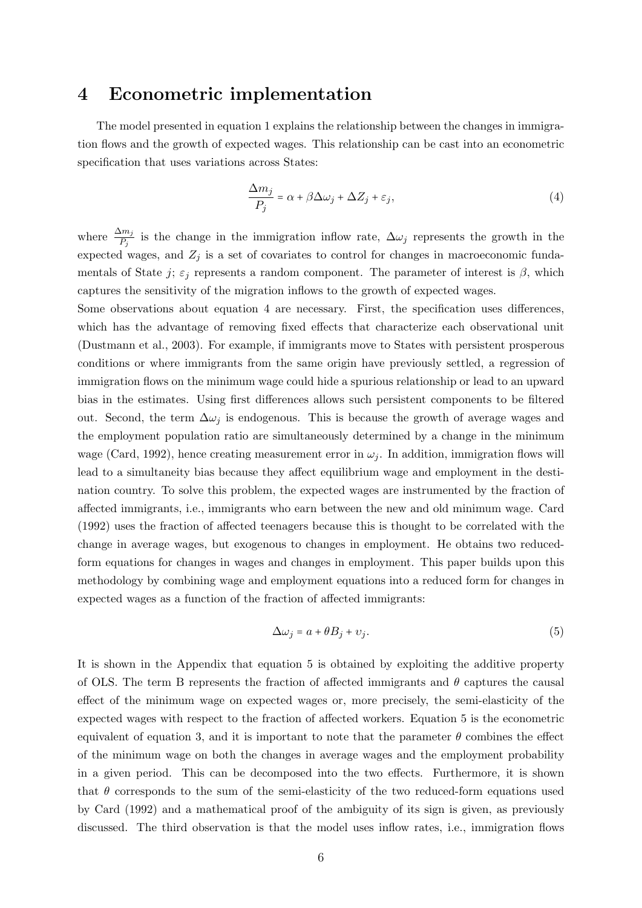## 4 Econometric implementation

The model presented in equation 1 explains the relationship between the changes in immigration flows and the growth of expected wages. This relationship can be cast into an econometric specification that uses variations across States:

$$\frac{\Delta m_j}{P_j} = \alpha + \beta \Delta \omega_j + \Delta Z_j + \varepsilon_j, \tag{4}$$

where $\frac{\Delta m_j}{P_j}$ is the change in the immigration inflow rate, $\Delta \omega_j$ represents the growth in the expected wages, and $Z_j$ is a set of covariates to control for changes in macroeconomic fundamentals of State $j$; $\varepsilon_j$ represents a random component. The parameter of interest is $\beta$, which captures the sensitivity of the migration inflows to the growth of expected wages.

Some observations about equation 4 are necessary. First, the specification uses differences, which has the advantage of removing fixed effects that characterize each observational unit (Dustmann et al., 2003). For example, if immigrants move to States with persistent prosperous conditions or where immigrants from the same origin have previously settled, a regression of immigration flows on the minimum wage could hide a spurious relationship or lead to an upward bias in the estimates. Using first differences allows such persistent components to be filtered out. Second, the term $\Delta \omega_j$ is endogenous. This is because the growth of average wages and the employment population ratio are simultaneously determined by a change in the minimum wage (Card, 1992), hence creating measurement error in $\omega_j$. In addition, immigration flows will lead to a simultaneity bias because they affect equilibrium wage and employment in the destination country. To solve this problem, the expected wages are instrumented by the fraction of affected immigrants, i.e., immigrants who earn between the new and old minimum wage. Card (1992) uses the fraction of affected teenagers because this is thought to be correlated with the change in average wages, but exogenous to changes in employment. He obtains two reduced-form equations for changes in wages and changes in employment. This paper builds upon this methodology by combining wage and employment equations into a reduced form for changes in expected wages as a function of the fraction of affected immigrants:

$$\Delta \omega_j = a + \theta B_j + \upsilon_j. \tag{5}$$

It is shown in the Appendix that equation 5 is obtained by exploiting the additive property of OLS. The term B represents the fraction of affected immigrants and $\theta$ captures the causal effect of the minimum wage on expected wages or, more precisely, the semi-elasticity of the expected wages with respect to the fraction of affected workers. Equation 5 is the econometric equivalent of equation 3, and it is important to note that the parameter $\theta$ combines the effect of the minimum wage on both the changes in average wages and the employment probability in a given period. This can be decomposed into the two effects. Furthermore, it is shown that $\theta$ corresponds to the sum of the semi-elasticity of the two reduced-form equations used by Card (1992) and a mathematical proof of the ambiguity of its sign is given, as previously discussed. The third observation is that the model uses inflow rates, i.e., immigration flows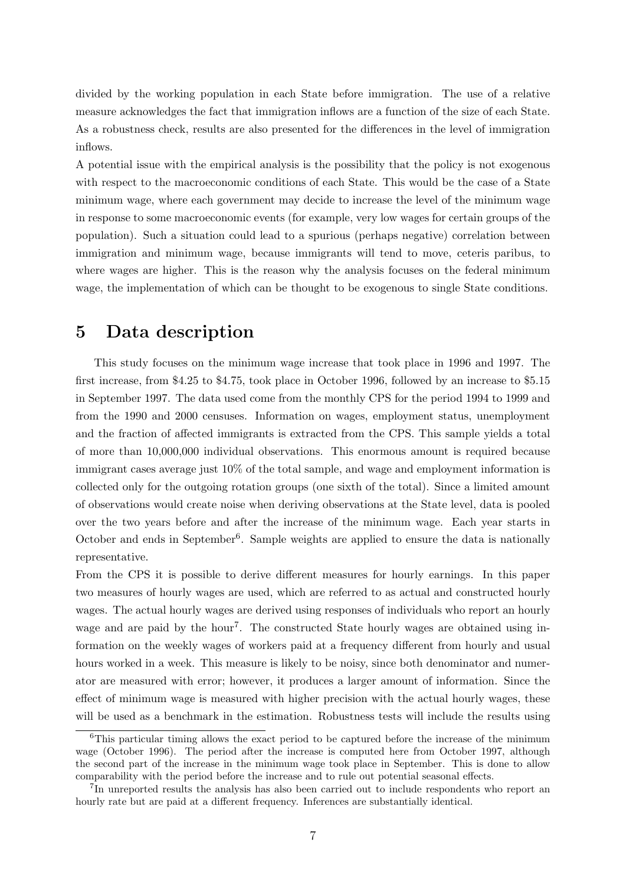divided by the working population in each State before immigration. The use of a relative measure acknowledges the fact that immigration inflows are a function of the size of each State. As a robustness check, results are also presented for the differences in the level of immigration inflows.

A potential issue with the empirical analysis is the possibility that the policy is not exogenous with respect to the macroeconomic conditions of each State. This would be the case of a State minimum wage, where each government may decide to increase the level of the minimum wage in response to some macroeconomic events (for example, very low wages for certain groups of the population). Such a situation could lead to a spurious (perhaps negative) correlation between immigration and minimum wage, because immigrants will tend to move, ceteris paribus, to where wages are higher. This is the reason why the analysis focuses on the federal minimum wage, the implementation of which can be thought to be exogenous to single State conditions.

# 5 Data description

This study focuses on the minimum wage increase that took place in 1996 and 1997. The first increase, from $4.25 to $4.75, took place in October 1996, followed by an increase to $5.15 in September 1997. The data used come from the monthly CPS for the period 1994 to 1999 and from the 1990 and 2000 censuses. Information on wages, employment status, unemployment and the fraction of affected immigrants is extracted from the CPS. This sample yields a total of more than 10,000,000 individual observations. This enormous amount is required because immigrant cases average just 10% of the total sample, and wage and employment information is collected only for the outgoing rotation groups (one sixth of the total). Since a limited amount of observations would create noise when deriving observations at the State level, data is pooled over the two years before and after the increase of the minimum wage. Each year starts in October and ends in September[6]. Sample weights are applied to ensure the data is nationally representative.

From the CPS it is possible to derive different measures for hourly earnings. In this paper two measures of hourly wages are used, which are referred to as actual and constructed hourly wages. The actual hourly wages are derived using responses of individuals who report an hourly wage and are paid by the hour[7]. The constructed State hourly wages are obtained using information on the weekly wages of workers paid at a frequency different from hourly and usual hours worked in a week. This measure is likely to be noisy, since both denominator and numerator are measured with error; however, it produces a larger amount of information. Since the effect of minimum wage is measured with higher precision with the actual hourly wages, these will be used as a benchmark in the estimation. Robustness tests will include the results using

[6] This particular timing allows the exact period to be captured before the increase of the minimum wage (October 1996). The period after the increase is computed here from October 1997, although the second part of the increase in the minimum wage took place in September. This is done to allow comparability with the period before the increase and to rule out potential seasonal effects.

[7] In unreported results the analysis has also been carried out to include respondents who report an hourly rate but are paid at a different frequency. Inferences are substantially identical.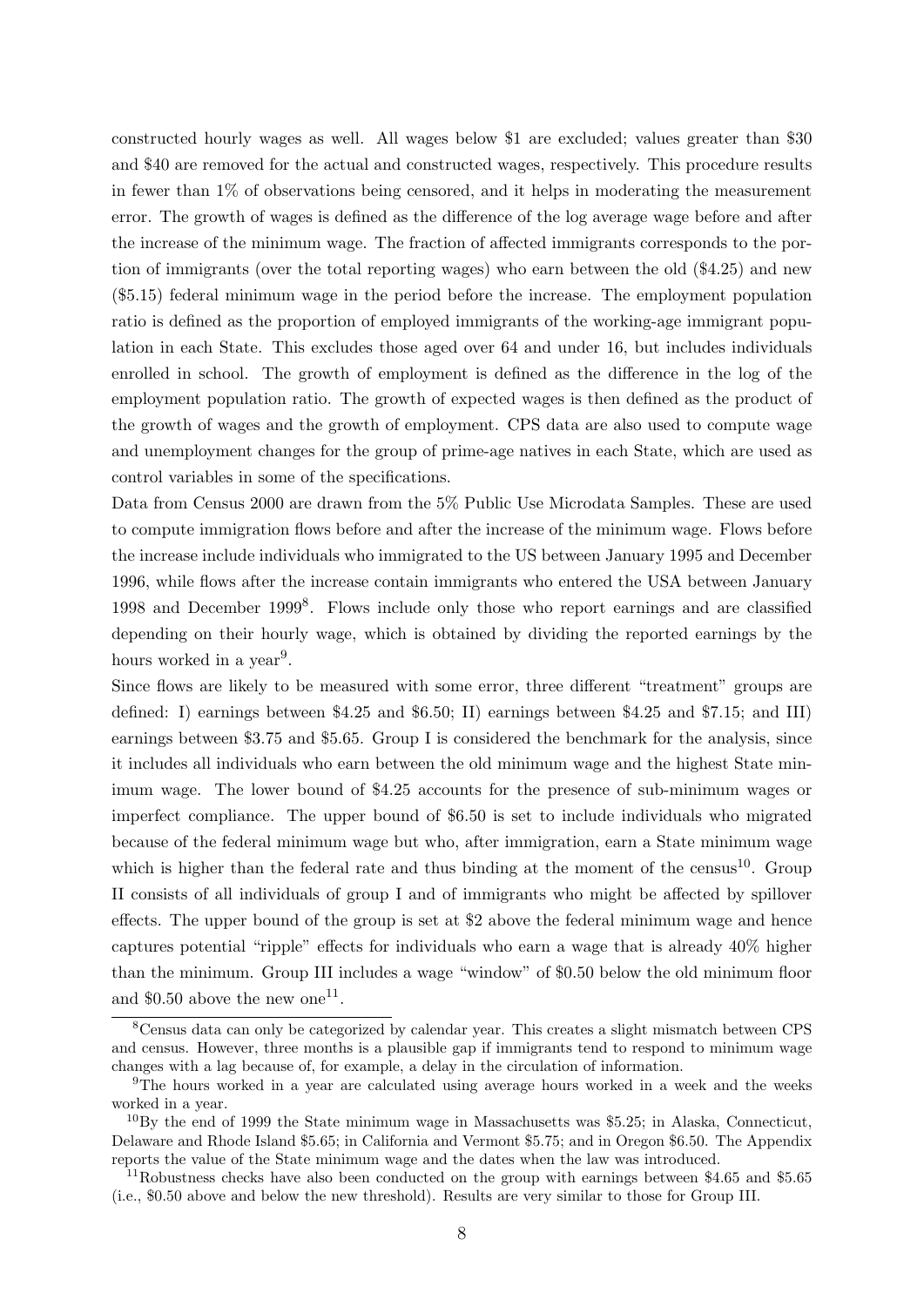constructed hourly wages as well. All wages below $1 are excluded; values greater than $30 and $40 are removed for the actual and constructed wages, respectively. This procedure results in fewer than 1% of observations being censored, and it helps in moderating the measurement error. The growth of wages is defined as the difference of the log average wage before and after the increase of the minimum wage. The fraction of affected immigrants corresponds to the portion of immigrants (over the total reporting wages) who earn between the old ($4.25) and new ($5.15) federal minimum wage in the period before the increase. The employment population ratio is defined as the proportion of employed immigrants of the working-age immigrant population in each State. This excludes those aged over 64 and under 16, but includes individuals enrolled in school. The growth of employment is defined as the difference in the log of the employment population ratio. The growth of expected wages is then defined as the product of the growth of wages and the growth of employment. CPS data are also used to compute wage and unemployment changes for the group of prime-age natives in each State, which are used as control variables in some of the specifications.

Data from Census 2000 are drawn from the 5% Public Use Microdata Samples. These are used to compute immigration flows before and after the increase of the minimum wage. Flows before the increase include individuals who immigrated to the US between January 1995 and December 1996, while flows after the increase contain immigrants who entered the USA between January 1998 and December 1999[8]. Flows include only those who report earnings and are classified depending on their hourly wage, which is obtained by dividing the reported earnings by the hours worked in a year[9].

Since flows are likely to be measured with some error, three different "treatment" groups are defined: I) earnings between $4.25 and $6.50; II) earnings between $4.25 and $7.15; and III) earnings between $3.75 and $5.65. Group I is considered the benchmark for the analysis, since it includes all individuals who earn between the old minimum wage and the highest State minimum wage. The lower bound of $4.25 accounts for the presence of sub-minimum wages or imperfect compliance. The upper bound of $6.50 is set to include individuals who migrated because of the federal minimum wage but who, after immigration, earn a State minimum wage which is higher than the federal rate and thus binding at the moment of the census[10]. Group II consists of all individuals of group I and of immigrants who might be affected by spillover effects. The upper bound of the group is set at $2 above the federal minimum wage and hence captures potential "ripple" effects for individuals who earn a wage that is already 40% higher than the minimum. Group III includes a wage "window" of $0.50 below the old minimum floor and $0.50 above the new one[11].

[8] Census data can only be categorized by calendar year. This creates a slight mismatch between CPS and census. However, three months is a plausible gap if immigrants tend to respond to minimum wage changes with a lag because of, for example, a delay in the circulation of information.

[9] The hours worked in a year are calculated using average hours worked in a week and the weeks worked in a year.

[10] By the end of 1999 the State minimum wage in Massachusetts was $5.25; in Alaska, Connecticut, Delaware and Rhode Island $5.65; in California and Vermont $5.75; and in Oregon $6.50. The Appendix reports the value of the State minimum wage and the dates when the law was introduced.

[11] Robustness checks have also been conducted on the group with earnings between $4.65 and $5.65 (i.e., $0.50 above and below the new threshold). Results are very similar to those for Group III.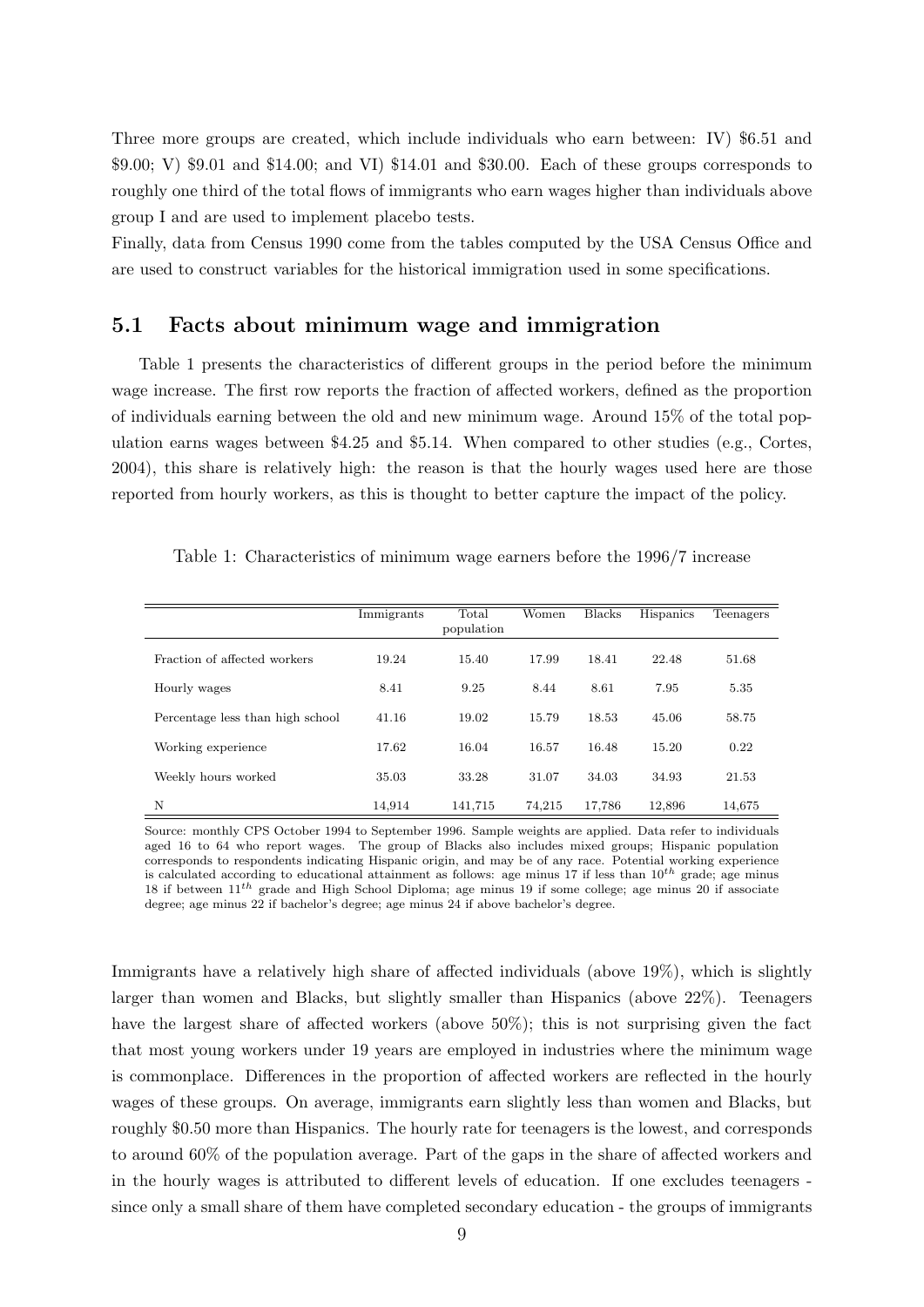Three more groups are created, which include individuals who earn between: IV) \$6.51 and \$9.00; V) \$9.01 and \$14.00; and VI) \$14.01 and \$30.00. Each of these groups corresponds to roughly one third of the total flows of immigrants who earn wages higher than individuals above group I and are used to implement placebo tests.

Finally, data from Census 1990 come from the tables computed by the USA Census Office and are used to construct variables for the historical immigration used in some specifications.

## 5.1 Facts about minimum wage and immigration

Table 1 presents the characteristics of different groups in the period before the minimum wage increase. The first row reports the fraction of affected workers, defined as the proportion of individuals earning between the old and new minimum wage. Around 15% of the total population earns wages between \$4.25 and \$5.14. When compared to other studies (e.g., Cortes, 2004), this share is relatively high: the reason is that the hourly wages used here are those reported from hourly workers, as this is thought to better capture the impact of the policy.

Table 1: Characteristics of minimum wage earners before the 1996/7 increase

| | Immigrants | Total population | Women | Blacks | Hispanics | Teenagers |
|---|---|---|---|---|---|---|
| Fraction of affected workers | 19.24 | 15.40 | 17.99 | 18.41 | 22.48 | 51.68 |
| Hourly wages | 8.41 | 9.25 | 8.44 | 8.61 | 7.95 | 5.35 |
| Percentage less than high school | 41.16 | 19.02 | 15.79 | 18.53 | 45.06 | 58.75 |
| Working experience | 17.62 | 16.04 | 16.57 | 16.48 | 15.20 | 0.22 |
| Weekly hours worked | 35.03 | 33.28 | 31.07 | 34.03 | 34.93 | 21.53 |
| N | 14,914 | 141,715 | 74,215 | 17,786 | 12,896 | 14,675 |

Source: monthly CPS October 1994 to September 1996. Sample weights are applied. Data refer to individuals aged 16 to 64 who report wages. The group of Blacks also includes mixed groups; Hispanic population corresponds to respondents indicating Hispanic origin, and may be of any race. Potential working experience is calculated according to educational attainment as follows: age minus 17 if less than $10^{th}$ grade; age minus 18 if between $11^{th}$ grade and High School Diploma; age minus 19 if some college; age minus 20 if associate degree; age minus 22 if bachelor's degree; age minus 24 if above bachelor's degree.

Immigrants have a relatively high share of affected individuals (above 19%), which is slightly larger than women and Blacks, but slightly smaller than Hispanics (above 22%). Teenagers have the largest share of affected workers (above 50%); this is not surprising given the fact that most young workers under 19 years are employed in industries where the minimum wage is commonplace. Differences in the proportion of affected workers are reflected in the hourly wages of these groups. On average, immigrants earn slightly less than women and Blacks, but roughly \$0.50 more than Hispanics. The hourly rate for teenagers is the lowest, and corresponds to around 60% of the population average. Part of the gaps in the share of affected workers and in the hourly wages is attributed to different levels of education. If one excludes teenagers - since only a small share of them have completed secondary education - the groups of immigrants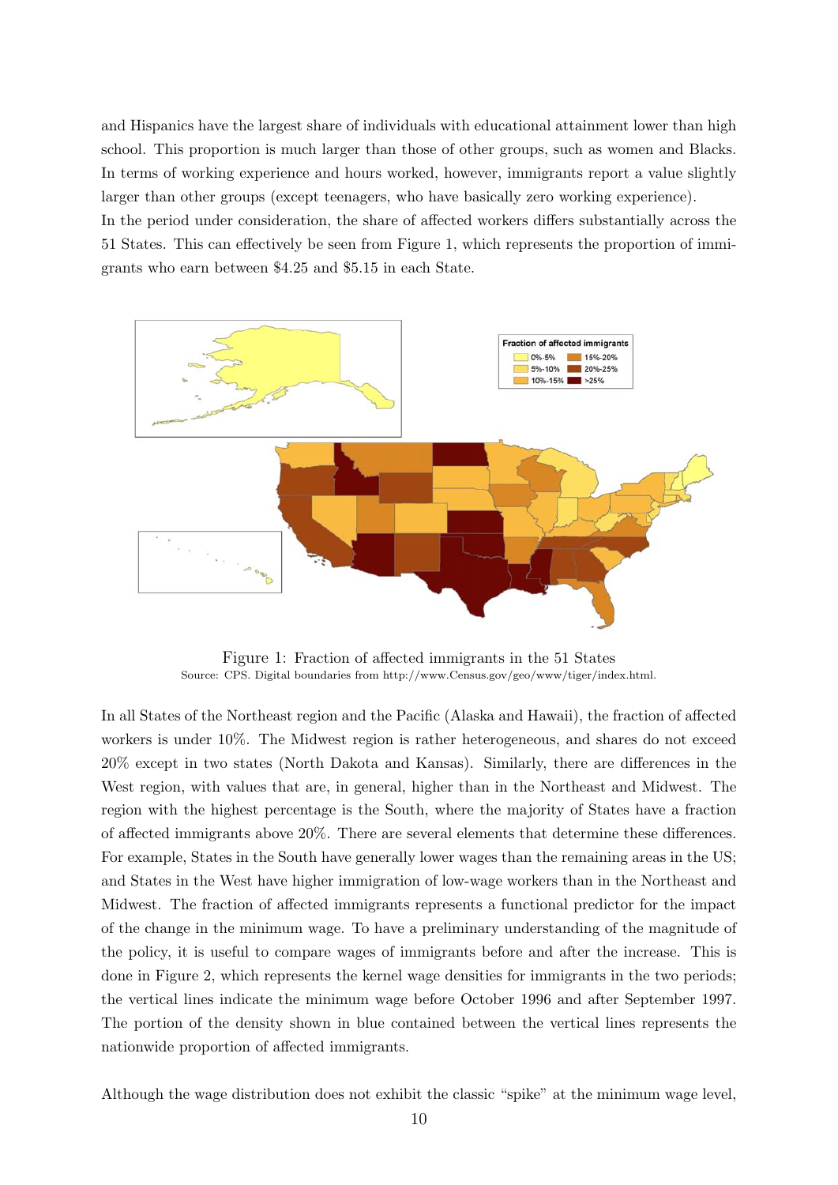and Hispanics have the largest share of individuals with educational attainment lower than high school. This proportion is much larger than those of other groups, such as women and Blacks. In terms of working experience and hours worked, however, immigrants report a value slightly larger than other groups (except teenagers, who have basically zero working experience).

In the period under consideration, the share of affected workers differs substantially across the 51 States. This can effectively be seen from Figure 1, which represents the proportion of immigrants who earn between \$4.25 and \$5.15 in each State.

Figure 1: Fraction of affected immigrants in the 51 States
Source: CPS. Digital boundaries from http://www.Census.gov/geo/www/tiger/index.html.

In all States of the Northeast region and the Pacific (Alaska and Hawaii), the fraction of affected workers is under 10%. The Midwest region is rather heterogeneous, and shares do not exceed 20% except in two states (North Dakota and Kansas). Similarly, there are differences in the West region, with values that are, in general, higher than in the Northeast and Midwest. The region with the highest percentage is the South, where the majority of States have a fraction of affected immigrants above 20%. There are several elements that determine these differences. For example, States in the South have generally lower wages than the remaining areas in the US; and States in the West have higher immigration of low-wage workers than in the Northeast and Midwest. The fraction of affected immigrants represents a functional predictor for the impact of the change in the minimum wage. To have a preliminary understanding of the magnitude of the policy, it is useful to compare wages of immigrants before and after the increase. This is done in Figure 2, which represents the kernel wage densities for immigrants in the two periods; the vertical lines indicate the minimum wage before October 1996 and after September 1997. The portion of the density shown in blue contained between the vertical lines represents the nationwide proportion of affected immigrants.

Although the wage distribution does not exhibit the classic "spike" at the minimum wage level,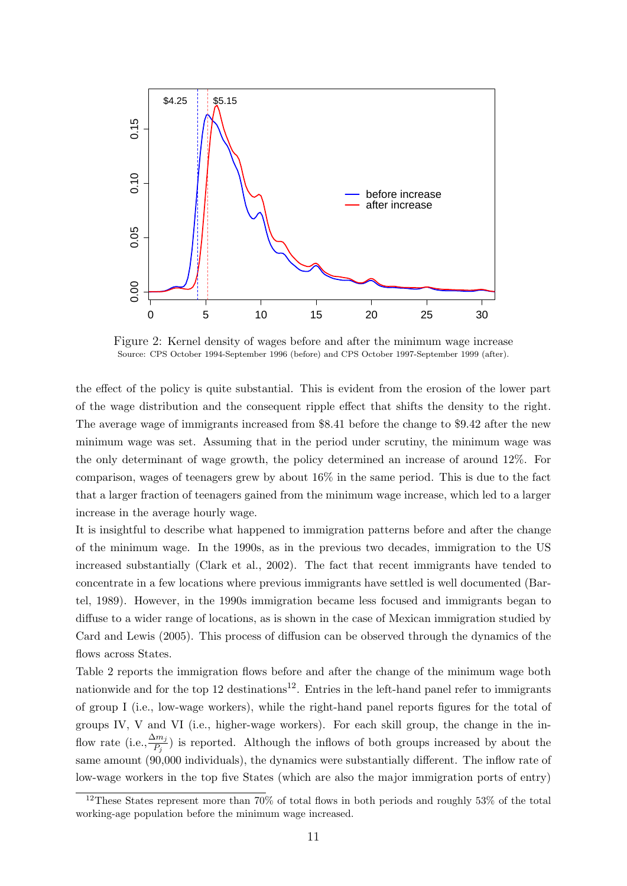Figure 2: Kernel density of wages before and after the minimum wage increase
Source: CPS October 1994-September 1996 (before) and CPS October 1997-September 1999 (after).

the effect of the policy is quite substantial. This is evident from the erosion of the lower part of the wage distribution and the consequent ripple effect that shifts the density to the right. The average wage of immigrants increased from \$8.41 before the change to \$9.42 after the new minimum wage was set. Assuming that in the period under scrutiny, the minimum wage was the only determinant of wage growth, the policy determined an increase of around 12%. For comparison, wages of teenagers grew by about 16% in the same period. This is due to the fact that a larger fraction of teenagers gained from the minimum wage increase, which led to a larger increase in the average hourly wage.

It is insightful to describe what happened to immigration patterns before and after the change of the minimum wage. In the 1990s, as in the previous two decades, immigration to the US increased substantially (Clark et al., 2002). The fact that recent immigrants have tended to concentrate in a few locations where previous immigrants have settled is well documented (Bartel, 1989). However, in the 1990s immigration became less focused and immigrants began to diffuse to a wider range of locations, as is shown in the case of Mexican immigration studied by Card and Lewis (2005). This process of diffusion can be observed through the dynamics of the flows across States.

Table 2 reports the immigration flows before and after the change of the minimum wage both nationwide and for the top 12 destinations[12]. Entries in the left-hand panel refer to immigrants of group I (i.e., low-wage workers), while the right-hand panel reports figures for the total of groups IV, V and VI (i.e., higher-wage workers). For each skill group, the change in the inflow rate (i.e.,$\frac{\Delta m_j}{P_j}$) is reported. Although the inflows of both groups increased by about the same amount (90,000 individuals), the dynamics were substantially different. The inflow rate of low-wage workers in the top five States (which are also the major immigration ports of entry)

[12]These States represent more than 70% of total flows in both periods and roughly 53% of the total working-age population before the minimum wage increased.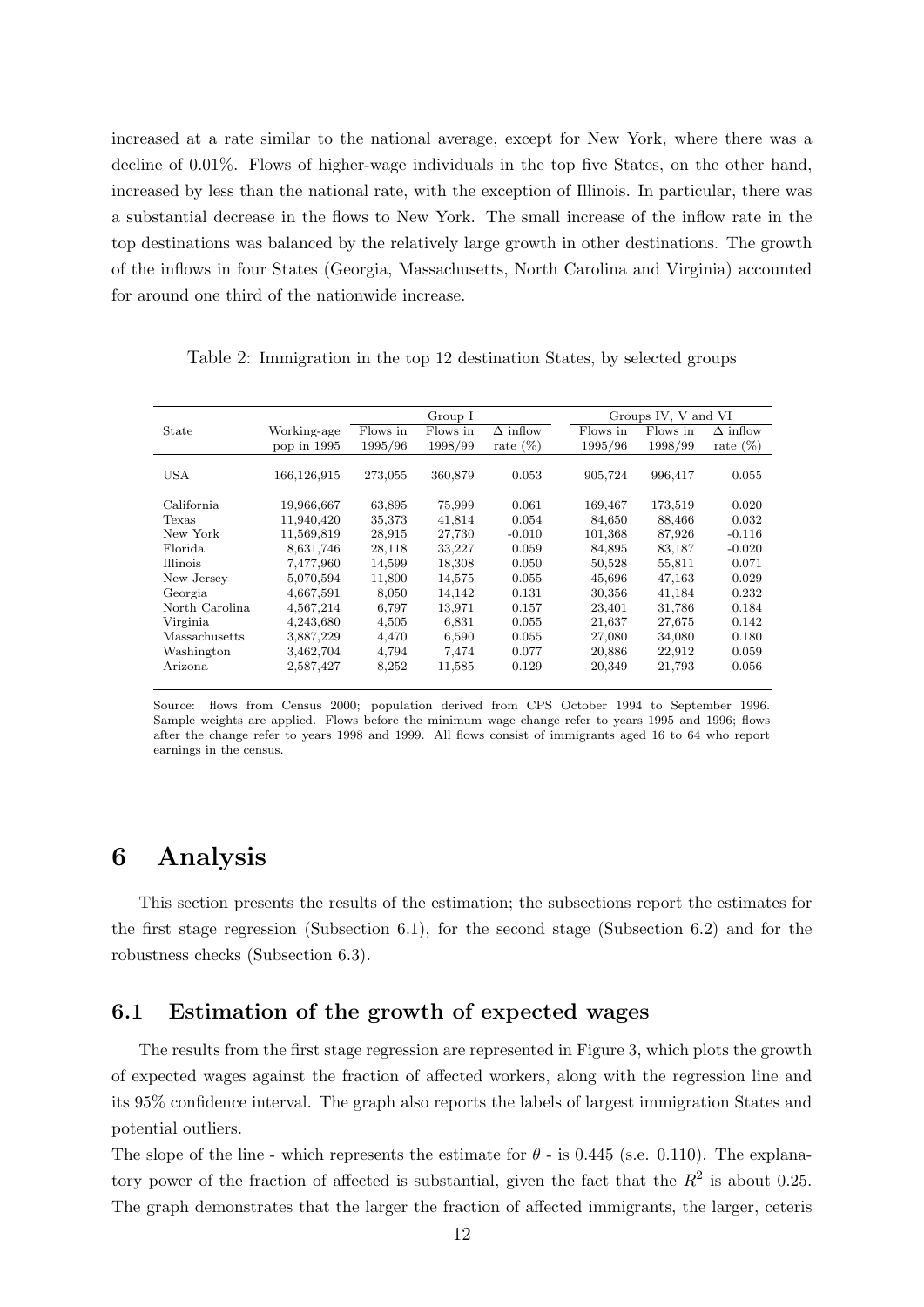increased at a rate similar to the national average, except for New York, where there was a decline of 0.01%. Flows of higher-wage individuals in the top five States, on the other hand, increased by less than the national rate, with the exception of Illinois. In particular, there was a substantial decrease in the flows to New York. The small increase of the inflow rate in the top destinations was balanced by the relatively large growth in other destinations. The growth of the inflows in four States (Georgia, Massachusetts, North Carolina and Virginia) accounted for around one third of the nationwide increase.

Table 2: Immigration in the top 12 destination States, by selected groups

| State | Working-age pop in 1995 | Group I | | | Groups IV, V and VI | | |
|---|---|---|---|---|---|---|---|
| | | Flows in 1995/96 | Flows in 1998/99 | $\Delta$ inflow rate (%) | Flows in 1995/96 | Flows in 1998/99 | $\Delta$ inflow rate (%) |
| USA | 166,126,915 | 273,055 | 360,879 | 0.053 | 905,724 | 996,417 | 0.055 |
| California | 19,966,667 | 63,895 | 75,999 | 0.061 | 169,467 | 173,519 | 0.020 |
| Texas | 11,940,420 | 35,373 | 41,814 | 0.054 | 84,650 | 88,466 | 0.032 |
| New York | 11,569,819 | 28,915 | 27,730 | -0.010 | 101,368 | 87,926 | -0.116 |
| Florida | 8,631,746 | 28,118 | 33,227 | 0.059 | 84,895 | 83,187 | -0.020 |
| Illinois | 7,477,960 | 14,599 | 18,308 | 0.050 | 50,528 | 55,811 | 0.071 |
| New Jersey | 5,070,594 | 11,800 | 14,575 | 0.055 | 45,696 | 47,163 | 0.029 |
| Georgia | 4,667,591 | 8,050 | 14,142 | 0.131 | 30,356 | 41,184 | 0.232 |
| North Carolina | 4,567,214 | 6,797 | 13,971 | 0.157 | 23,401 | 31,786 | 0.184 |
| Virginia | 4,243,680 | 4,505 | 6,831 | 0.055 | 21,637 | 27,675 | 0.142 |
| Massachusetts | 3,887,229 | 4,470 | 6,590 | 0.055 | 27,080 | 34,080 | 0.180 |
| Washington | 3,462,704 | 4,794 | 7,474 | 0.077 | 20,886 | 22,912 | 0.059 |
| Arizona | 2,587,427 | 8,252 | 11,585 | 0.129 | 20,349 | 21,793 | 0.056 |

Source: flows from Census 2000; population derived from CPS October 1994 to September 1996. Sample weights are applied. Flows before the minimum wage change refer to years 1995 and 1996; flows after the change refer to years 1998 and 1999. All flows consist of immigrants aged 16 to 64 who report earnings in the census.

# 6 Analysis

This section presents the results of the estimation; the subsections report the estimates for the first stage regression (Subsection 6.1), for the second stage (Subsection 6.2) and for the robustness checks (Subsection 6.3).

## 6.1 Estimation of the growth of expected wages

The results from the first stage regression are represented in Figure 3, which plots the growth of expected wages against the fraction of affected workers, along with the regression line and its 95% confidence interval. The graph also reports the labels of largest immigration States and potential outliers.

The slope of the line - which represents the estimate for $\theta$ - is 0.445 (s.e. 0.110). The explanatory power of the fraction of affected is substantial, given the fact that the $R^2$ is about 0.25. The graph demonstrates that the larger the fraction of affected immigrants, the larger, ceteris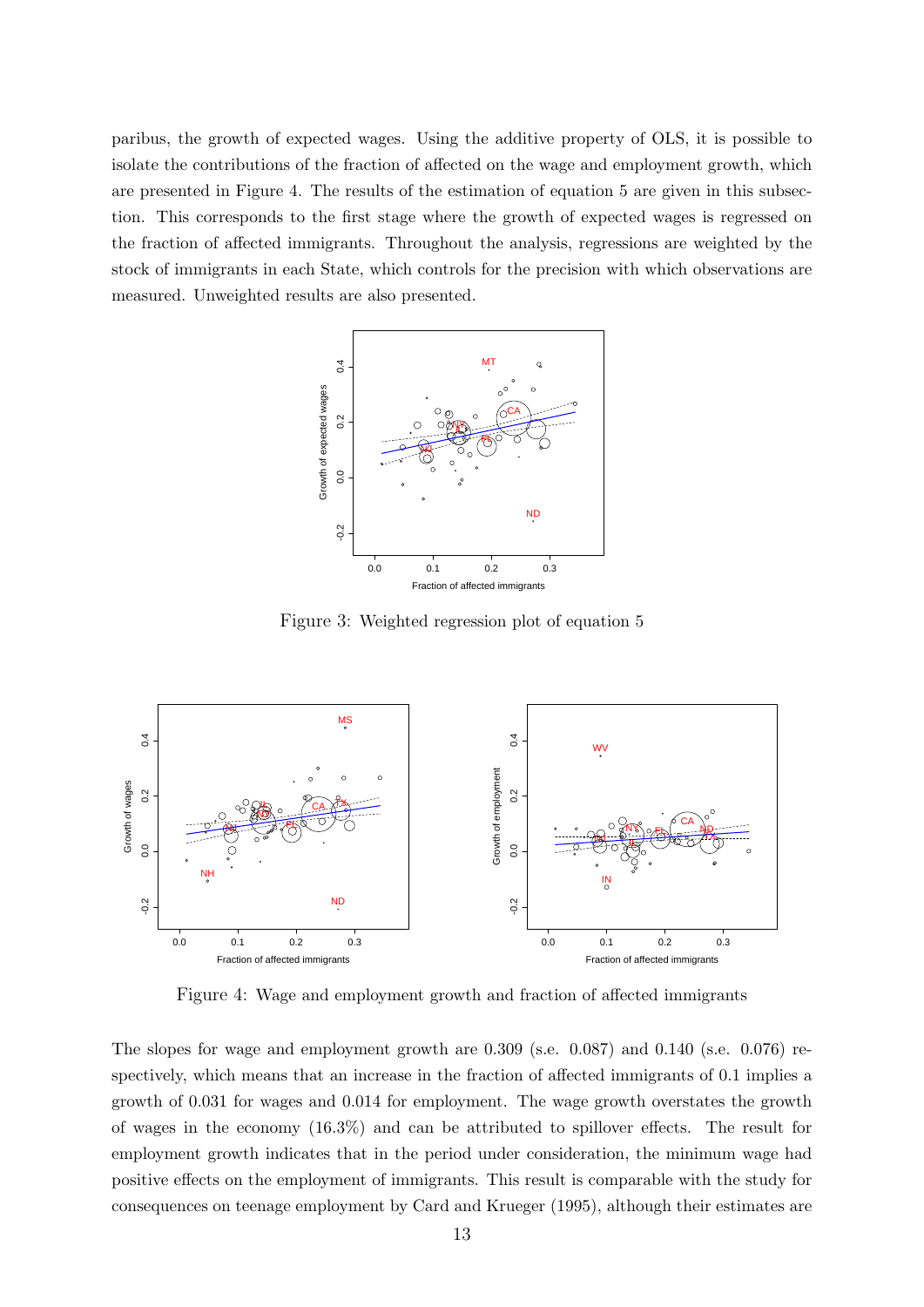paribus, the growth of expected wages. Using the additive property of OLS, it is possible to isolate the contributions of the fraction of affected on the wage and employment growth, which are presented in Figure 4. The results of the estimation of equation 5 are given in this subsection. This corresponds to the first stage where the growth of expected wages is regressed on the fraction of affected immigrants. Throughout the analysis, regressions are weighted by the stock of immigrants in each State, which controls for the precision with which observations are measured. Unweighted results are also presented.

Figure 3: Weighted regression plot of equation 5

Figure 4: Wage and employment growth and fraction of affected immigrants

The slopes for wage and employment growth are 0.309 (s.e. 0.087) and 0.140 (s.e. 0.076) respectively, which means that an increase in the fraction of affected immigrants of 0.1 implies a growth of 0.031 for wages and 0.014 for employment. The wage growth overstates the growth of wages in the economy (16.3%) and can be attributed to spillover effects. The result for employment growth indicates that in the period under consideration, the minimum wage had positive effects on the employment of immigrants. This result is comparable with the study for consequences on teenage employment by Card and Krueger (1995), although their estimates are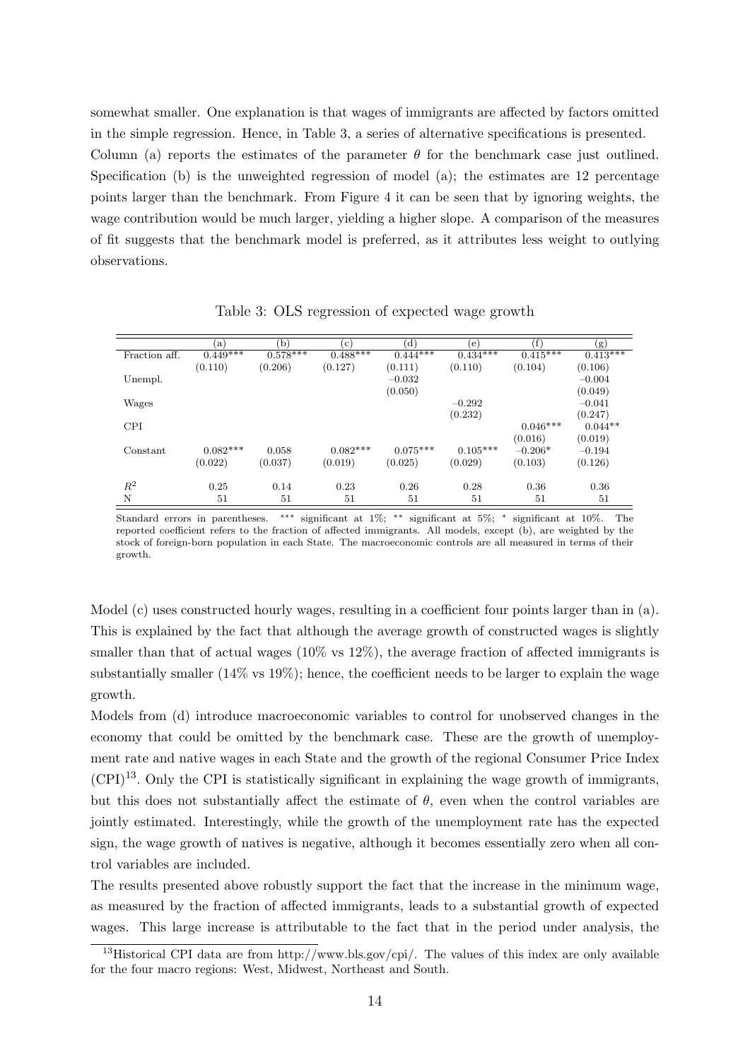somewhat smaller. One explanation is that wages of immigrants are affected by factors omitted in the simple regression. Hence, in Table 3, a series of alternative specifications is presented. Column (a) reports the estimates of the parameter $\theta$ for the benchmark case just outlined. Specification (b) is the unweighted regression of model (a); the estimates are 12 percentage points larger than the benchmark. From Figure 4 it can be seen that by ignoring weights, the wage contribution would be much larger, yielding a higher slope. A comparison of the measures of fit suggests that the benchmark model is preferred, as it attributes less weight to outlying observations.

Table 3: OLS regression of expected wage growth

| | (a) | (b) | (c) | (d) | (e) | (f) | (g) |
|---|---|---|---|---|---|---|---|
| Fraction aff. | 0.449*** | 0.578*** | 0.488*** | 0.444*** | 0.434*** | 0.415*** | 0.413*** |
| | (0.110) | (0.206) | (0.127) | (0.111) | (0.110) | (0.104) | (0.106) |
| Unempl. | | | | −0.032 | | | −0.004 |
| | | | | (0.050) | | | (0.049) |
| Wages | | | | | −0.292 | | −0.041 |
| | | | | | (0.232) | | (0.247) |
| CPI | | | | | | 0.046*** | 0.044** |
| | | | | | | (0.016) | (0.019) |
| Constant | 0.082*** | 0.058 | 0.082*** | 0.075*** | 0.105*** | −0.206* | −0.194 |
| | (0.022) | (0.037) | (0.019) | (0.025) | (0.029) | (0.103) | (0.126) |
| $R^2$ | 0.25 | 0.14 | 0.23 | 0.26 | 0.28 | 0.36 | 0.36 |
| N | 51 | 51 | 51 | 51 | 51 | 51 | 51 |

Standard errors in parentheses. *** significant at 1%; ** significant at 5%; * significant at 10%. The reported coefficient refers to the fraction of affected immigrants. All models, except (b), are weighted by the stock of foreign-born population in each State. The macroeconomic controls are all measured in terms of their growth.

Model (c) uses constructed hourly wages, resulting in a coefficient four points larger than in (a). This is explained by the fact that although the average growth of constructed wages is slightly smaller than that of actual wages (10% vs 12%), the average fraction of affected immigrants is substantially smaller (14% vs 19%); hence, the coefficient needs to be larger to explain the wage growth.

Models from (d) introduce macroeconomic variables to control for unobserved changes in the economy that could be omitted by the benchmark case. These are the growth of unemployment rate and native wages in each State and the growth of the regional Consumer Price Index (CPI)[13]. Only the CPI is statistically significant in explaining the wage growth of immigrants, but this does not substantially affect the estimate of $\theta$, even when the control variables are jointly estimated. Interestingly, while the growth of the unemployment rate has the expected sign, the wage growth of natives is negative, although it becomes essentially zero when all control variables are included.

The results presented above robustly support the fact that the increase in the minimum wage, as measured by the fraction of affected immigrants, leads to a substantial growth of expected wages. This large increase is attributable to the fact that in the period under analysis, the

[13] Historical CPI data are from http://www.bls.gov/cpi/. The values of this index are only available for the four macro regions: West, Midwest, Northeast and South.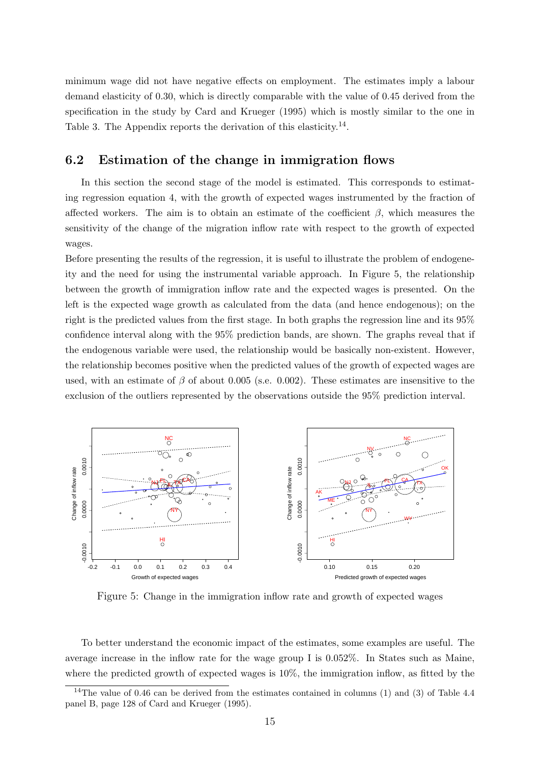minimum wage did not have negative effects on employment. The estimates imply a labour demand elasticity of 0.30, which is directly comparable with the value of 0.45 derived from the specification in the study by Card and Krueger (1995) which is mostly similar to the one in Table 3. The Appendix reports the derivation of this elasticity.[14].

## 6.2 Estimation of the change in immigration flows

In this section the second stage of the model is estimated. This corresponds to estimating regression equation 4, with the growth of expected wages instrumented by the fraction of affected workers. The aim is to obtain an estimate of the coefficient $\beta$, which measures the sensitivity of the change of the migration inflow rate with respect to the growth of expected wages.

Before presenting the results of the regression, it is useful to illustrate the problem of endogeneity and the need for using the instrumental variable approach. In Figure 5, the relationship between the growth of immigration inflow rate and the expected wages is presented. On the left is the expected wage growth as calculated from the data (and hence endogenous); on the right is the predicted values from the first stage. In both graphs the regression line and its 95% confidence interval along with the 95% prediction bands, are shown. The graphs reveal that if the endogenous variable were used, the relationship would be basically non-existent. However, the relationship becomes positive when the predicted values of the growth of expected wages are used, with an estimate of $\beta$ of about 0.005 (s.e. 0.002). These estimates are insensitive to the exclusion of the outliers represented by the observations outside the 95% prediction interval.

Figure 5: Change in the immigration inflow rate and growth of expected wages

To better understand the economic impact of the estimates, some examples are useful. The average increase in the inflow rate for the wage group I is 0.052%. In States such as Maine, where the predicted growth of expected wages is 10%, the immigration inflow, as fitted by the

[14]The value of 0.46 can be derived from the estimates contained in columns (1) and (3) of Table 4.4 panel B, page 128 of Card and Krueger (1995).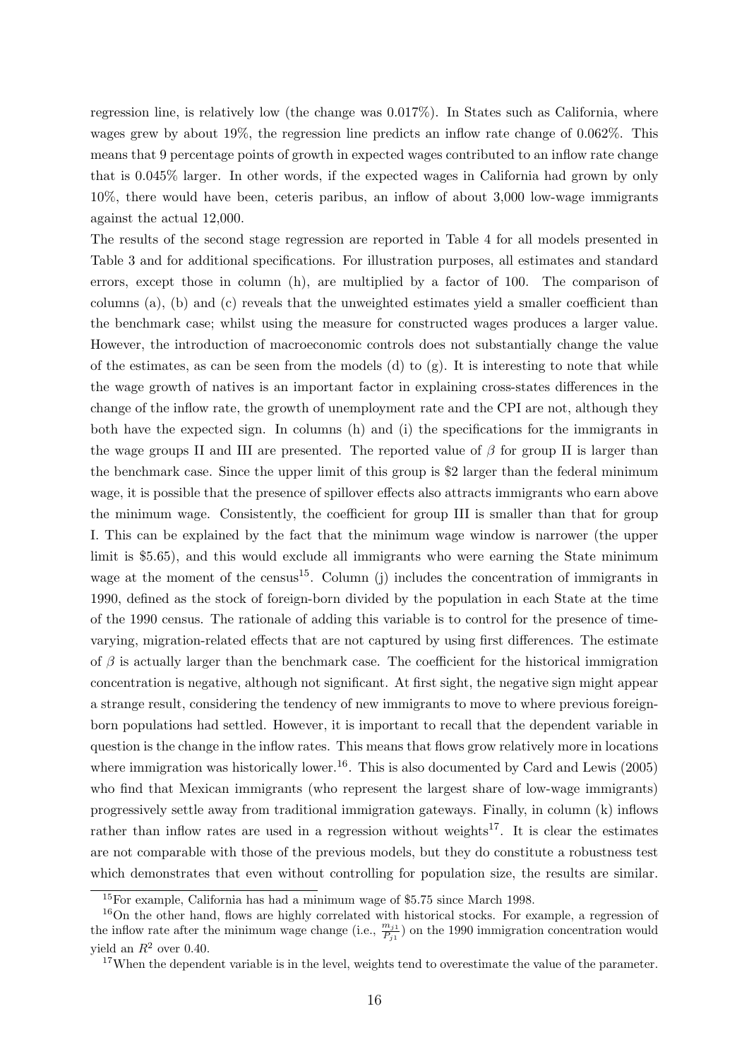regression line, is relatively low (the change was 0.017%). In States such as California, where wages grew by about 19%, the regression line predicts an inflow rate change of 0.062%. This means that 9 percentage points of growth in expected wages contributed to an inflow rate change that is 0.045% larger. In other words, if the expected wages in California had grown by only 10%, there would have been, ceteris paribus, an inflow of about 3,000 low-wage immigrants against the actual 12,000.

The results of the second stage regression are reported in Table 4 for all models presented in Table 3 and for additional specifications. For illustration purposes, all estimates and standard errors, except those in column (h), are multiplied by a factor of 100. The comparison of columns (a), (b) and (c) reveals that the unweighted estimates yield a smaller coefficient than the benchmark case; whilst using the measure for constructed wages produces a larger value. However, the introduction of macroeconomic controls does not substantially change the value of the estimates, as can be seen from the models (d) to (g). It is interesting to note that while the wage growth of natives is an important factor in explaining cross-states differences in the change of the inflow rate, the growth of unemployment rate and the CPI are not, although they both have the expected sign. In columns (h) and (i) the specifications for the immigrants in the wage groups II and III are presented. The reported value of $\beta$ for group II is larger than the benchmark case. Since the upper limit of this group is \$2 larger than the federal minimum wage, it is possible that the presence of spillover effects also attracts immigrants who earn above the minimum wage. Consistently, the coefficient for group III is smaller than that for group I. This can be explained by the fact that the minimum wage window is narrower (the upper limit is \$5.65), and this would exclude all immigrants who were earning the State minimum wage at the moment of the census[15]. Column (j) includes the concentration of immigrants in 1990, defined as the stock of foreign-born divided by the population in each State at the time of the 1990 census. The rationale of adding this variable is to control for the presence of time-varying, migration-related effects that are not captured by using first differences. The estimate of $\beta$ is actually larger than the benchmark case. The coefficient for the historical immigration concentration is negative, although not significant. At first sight, the negative sign might appear a strange result, considering the tendency of new immigrants to move to where previous foreign-born populations had settled. However, it is important to recall that the dependent variable in question is the change in the inflow rates. This means that flows grow relatively more in locations where immigration was historically lower.[16]. This is also documented by Card and Lewis (2005) who find that Mexican immigrants (who represent the largest share of low-wage immigrants) progressively settle away from traditional immigration gateways. Finally, in column (k) inflows rather than inflow rates are used in a regression without weights[17]. It is clear the estimates are not comparable with those of the previous models, but they do constitute a robustness test which demonstrates that even without controlling for population size, the results are similar.

---

[15] For example, California has had a minimum wage of \$5.75 since March 1998.

[16] On the other hand, flows are highly correlated with historical stocks. For example, a regression of the inflow rate after the minimum wage change (i.e., $\frac{m_{j1}}{P_{j1}}$) on the 1990 immigration concentration would yield an $R^2$ over 0.40.

[17] When the dependent variable is in the level, weights tend to overestimate the value of the parameter.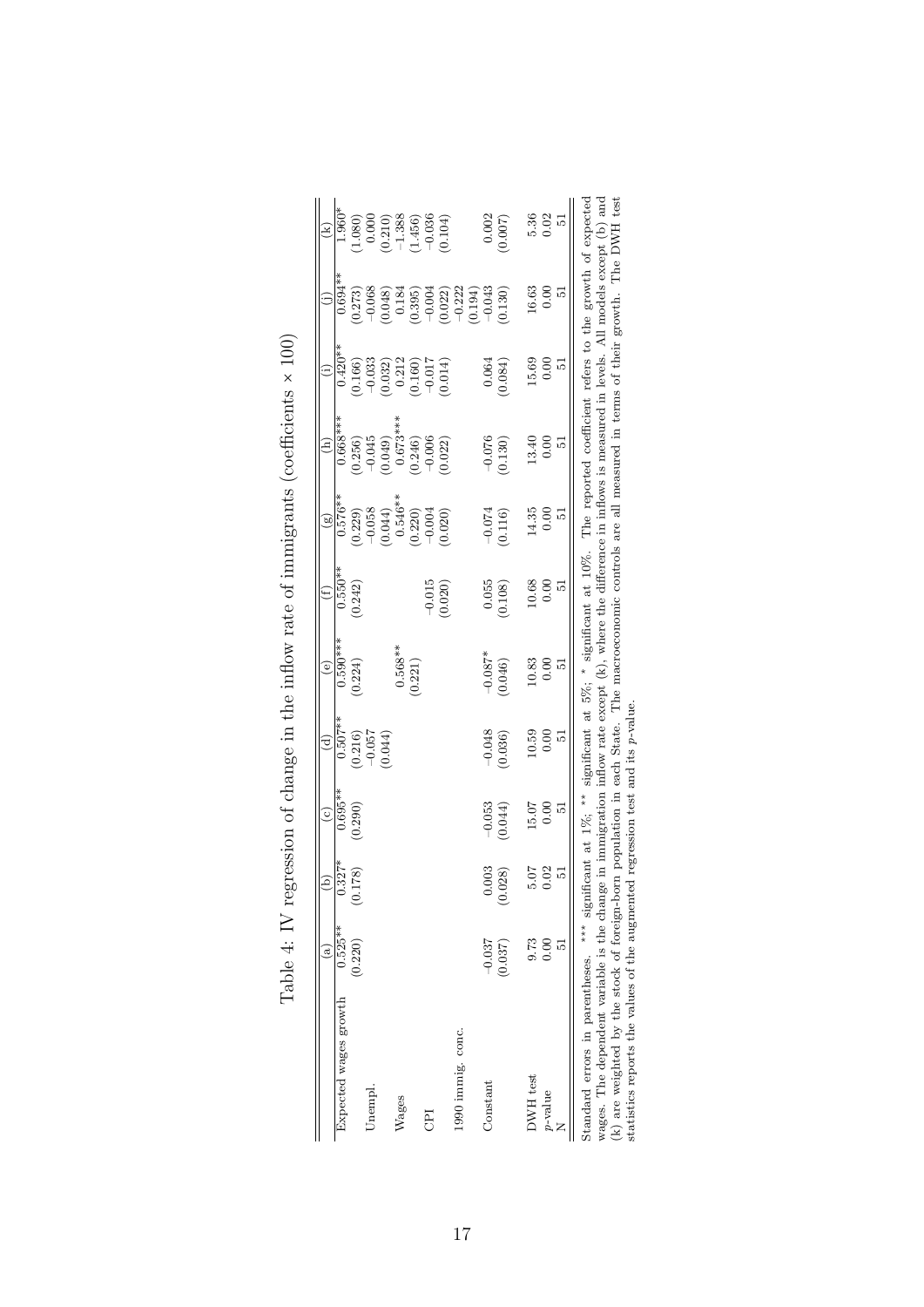Table 4: IV regression of change in the inflow rate of immigrants (coefficients × 100)

| | (a) | (b) | (c) | (d) | (e) | (f) | (g) | (h) | (i) | (j) | (k) |
|---|---|---|---|---|---|---|---|---|---|---|---|
| Expected wages growth | 0.525** | 0.327* | 0.695** | 0.507** | 0.590*** | 0.550** | 0.576** | 0.668*** | 0.420** | 0.694** | 1.960* |
| | (0.220) | (0.178) | (0.290) | (0.216) | (0.224) | (0.242) | (0.229) | (0.256) | (0.166) | (0.273) | (1.080) |
| Unempl. | | | | −0.057 | | | −0.058 | −0.045 | −0.033 | −0.068 | 0.000 |
| | | | | (0.044) | | | (0.044) | (0.049) | (0.032) | (0.048) | (0.210) |
| Wages | | | | | 0.568** | | 0.546** | 0.673*** | 0.212 | 0.184 | −1.388 |
| | | | | | (0.221) | | (0.220) | (0.246) | (0.160) | (0.395) | (1.456) |
| CPI | | | | | | −0.015 | −0.004 | −0.006 | −0.017 | −0.004 | −0.036 |
| | | | | | | (0.020) | (0.020) | (0.022) | (0.014) | (0.022) | (0.104) |
| 1990 immig. conc. | | | | | | | | | | −0.222 | |
| | | | | | | | | | | (0.194) | |
| Constant | −0.037 | 0.003 | −0.053 | −0.048 | −0.087* | 0.055 | −0.074 | −0.076 | 0.064 | −0.043 | 0.002 |
| | (0.037) | (0.028) | (0.044) | (0.036) | (0.046) | (0.108) | (0.116) | (0.130) | (0.084) | (0.130) | (0.007) |
| DWH test | 9.73 | 5.07 | 15.07 | 10.59 | 10.83 | 10.68 | 14.35 | 13.40 | 15.69 | 16.63 | 5.36 |
| $p$-value | 0.00 | 0.02 | 0.00 | 0.00 | 0.00 | 0.00 | 0.00 | 0.00 | 0.00 | 0.00 | 0.02 |
| N | 51 | 51 | 51 | 51 | 51 | 51 | 51 | 51 | 51 | 51 | 51 |

Standard errors in parentheses. *** significant at 1%; ** significant at 5%; * significant at 10%. The reported coefficient refers to the growth of expected wages. The dependent variable is the change in immigration inflow rate except (k), where the difference in inflows is measured in levels. All models except (b) and (k) are weighted by the stock of foreign-born population in each State. The macroeconomic controls are all measured in terms of their growth. The DWH test statistics reports the values of the augmented regression test and its $p$-value.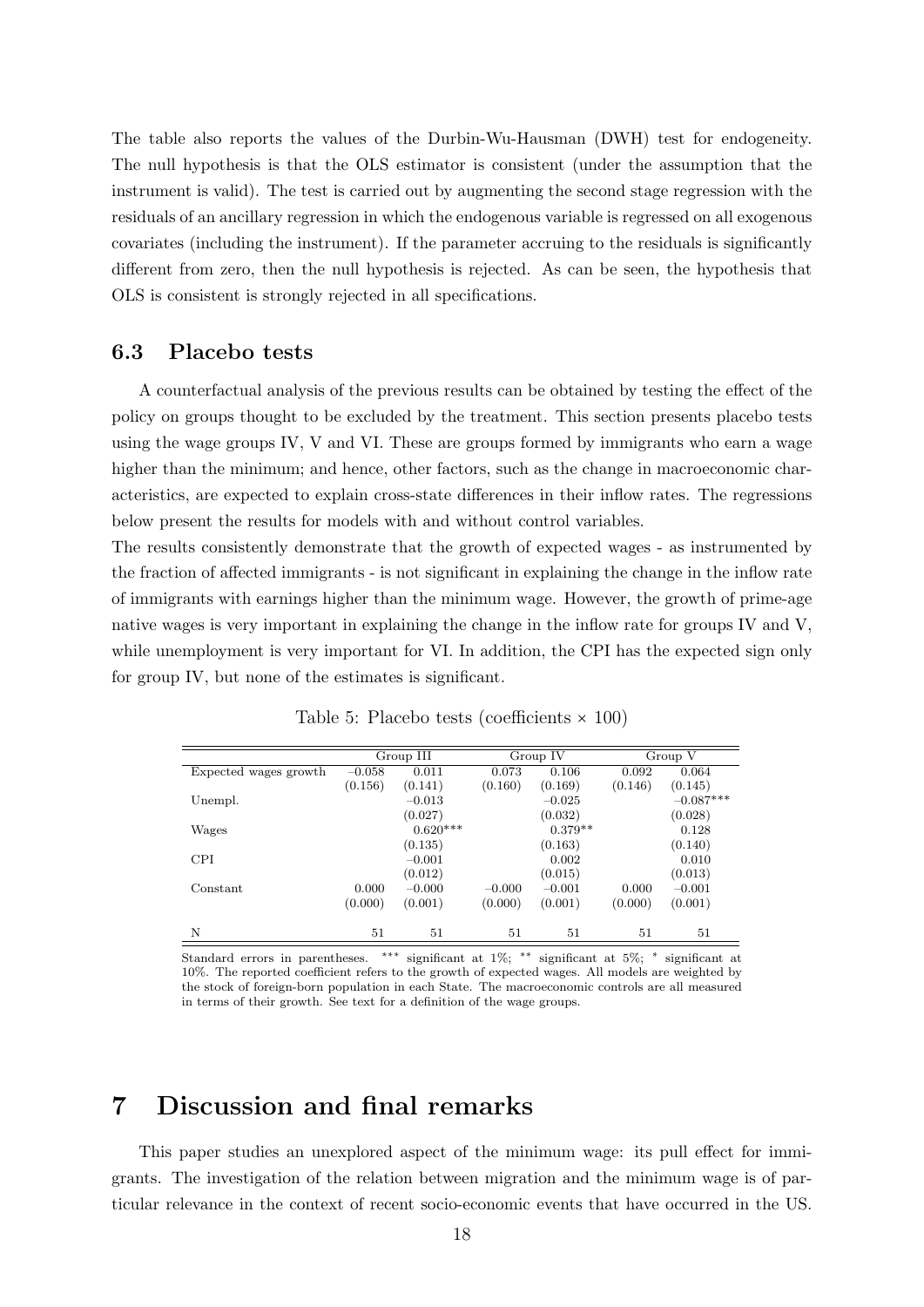The table also reports the values of the Durbin-Wu-Hausman (DWH) test for endogeneity. The null hypothesis is that the OLS estimator is consistent (under the assumption that the instrument is valid). The test is carried out by augmenting the second stage regression with the residuals of an ancillary regression in which the endogenous variable is regressed on all exogenous covariates (including the instrument). If the parameter accruing to the residuals is significantly different from zero, then the null hypothesis is rejected. As can be seen, the hypothesis that OLS is consistent is strongly rejected in all specifications.

## 6.3 Placebo tests

A counterfactual analysis of the previous results can be obtained by testing the effect of the policy on groups thought to be excluded by the treatment. This section presents placebo tests using the wage groups IV, V and VI. These are groups formed by immigrants who earn a wage higher than the minimum; and hence, other factors, such as the change in macroeconomic characteristics, are expected to explain cross-state differences in their inflow rates. The regressions below present the results for models with and without control variables.

The results consistently demonstrate that the growth of expected wages - as instrumented by the fraction of affected immigrants - is not significant in explaining the change in the inflow rate of immigrants with earnings higher than the minimum wage. However, the growth of prime-age native wages is very important in explaining the change in the inflow rate for groups IV and V, while unemployment is very important for VI. In addition, the CPI has the expected sign only for group IV, but none of the estimates is significant.

Table 5: Placebo tests (coefficients × 100)

| | Group III | | Group IV | | Group V | |
|---|---|---|---|---|---|---|
| Expected wages growth | −0.058 | 0.011 | 0.073 | 0.106 | 0.092 | 0.064 |
| | (0.156) | (0.141) | (0.160) | (0.169) | (0.146) | (0.145) |
| Unempl. | | −0.013 | | −0.025 | | −0.087*** |
| | | (0.027) | | (0.032) | | (0.028) |
| Wages | | 0.620*** | | 0.379** | | 0.128 |
| | | (0.135) | | (0.163) | | (0.140) |
| CPI | | −0.001 | | 0.002 | | 0.010 |
| | | (0.012) | | (0.015) | | (0.013) |
| Constant | 0.000 | −0.000 | −0.000 | −0.001 | 0.000 | −0.001 |
| | (0.000) | (0.001) | (0.000) | (0.001) | (0.000) | (0.001) |
| N | 51 | 51 | 51 | 51 | 51 | 51 |

Standard errors in parentheses. *** significant at 1%; ** significant at 5%; * significant at 10%. The reported coefficient refers to the growth of expected wages. All models are weighted by the stock of foreign-born population in each State. The macroeconomic controls are all measured in terms of their growth. See text for a definition of the wage groups.

# 7 Discussion and final remarks

This paper studies an unexplored aspect of the minimum wage: its pull effect for immigrants. The investigation of the relation between migration and the minimum wage is of particular relevance in the context of recent socio-economic events that have occurred in the US.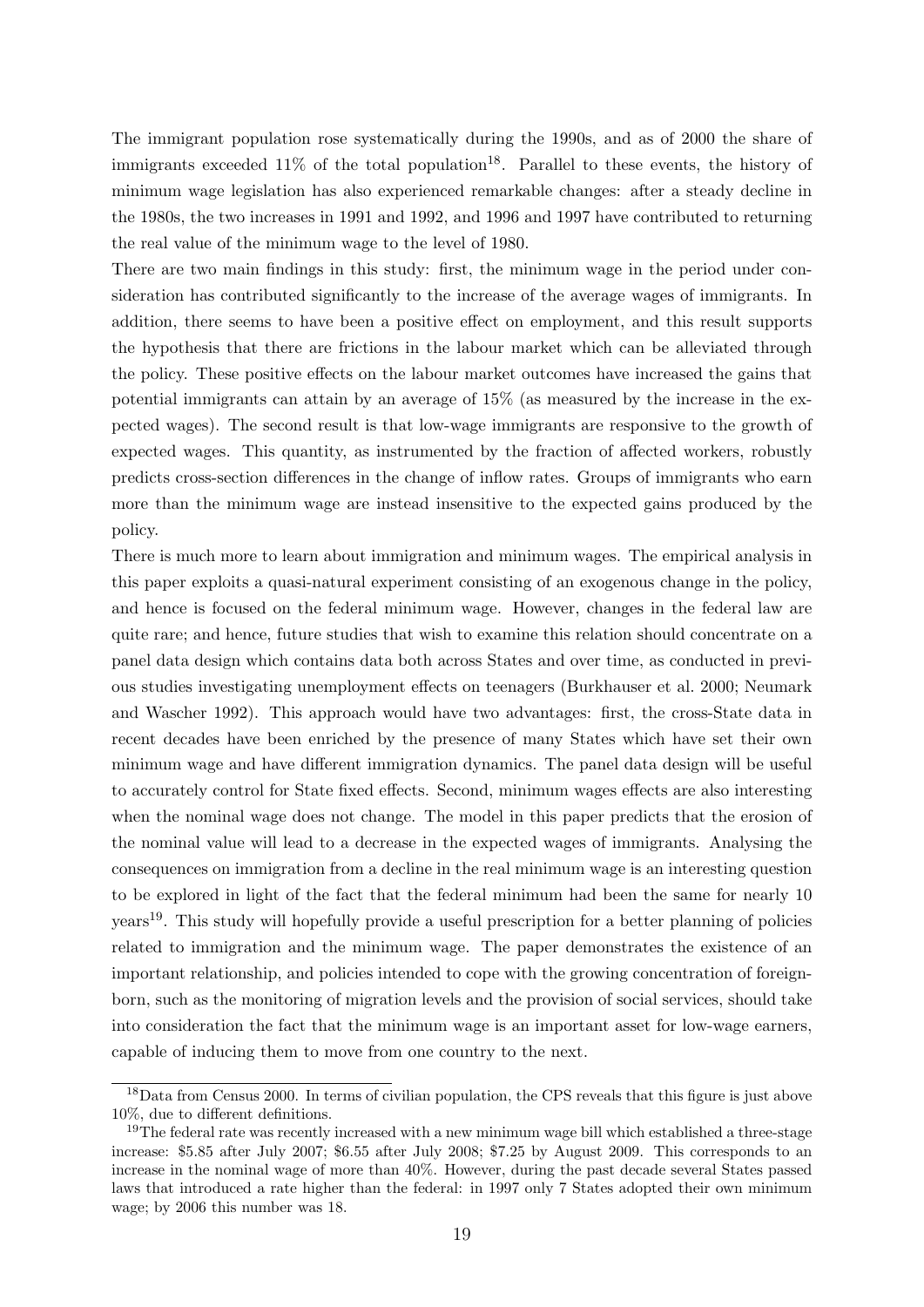The immigrant population rose systematically during the 1990s, and as of 2000 the share of immigrants exceeded 11% of the total population[18]. Parallel to these events, the history of minimum wage legislation has also experienced remarkable changes: after a steady decline in the 1980s, the two increases in 1991 and 1992, and 1996 and 1997 have contributed to returning the real value of the minimum wage to the level of 1980.

There are two main findings in this study: first, the minimum wage in the period under consideration has contributed significantly to the increase of the average wages of immigrants. In addition, there seems to have been a positive effect on employment, and this result supports the hypothesis that there are frictions in the labour market which can be alleviated through the policy. These positive effects on the labour market outcomes have increased the gains that potential immigrants can attain by an average of 15% (as measured by the increase in the expected wages). The second result is that low-wage immigrants are responsive to the growth of expected wages. This quantity, as instrumented by the fraction of affected workers, robustly predicts cross-section differences in the change of inflow rates. Groups of immigrants who earn more than the minimum wage are instead insensitive to the expected gains produced by the policy.

There is much more to learn about immigration and minimum wages. The empirical analysis in this paper exploits a quasi-natural experiment consisting of an exogenous change in the policy, and hence is focused on the federal minimum wage. However, changes in the federal law are quite rare; and hence, future studies that wish to examine this relation should concentrate on a panel data design which contains data both across States and over time, as conducted in previous studies investigating unemployment effects on teenagers (Burkhauser et al. 2000; Neumark and Wascher 1992). This approach would have two advantages: first, the cross-State data in recent decades have been enriched by the presence of many States which have set their own minimum wage and have different immigration dynamics. The panel data design will be useful to accurately control for State fixed effects. Second, minimum wages effects are also interesting when the nominal wage does not change. The model in this paper predicts that the erosion of the nominal value will lead to a decrease in the expected wages of immigrants. Analysing the consequences on immigration from a decline in the real minimum wage is an interesting question to be explored in light of the fact that the federal minimum had been the same for nearly 10 years[19]. This study will hopefully provide a useful prescription for a better planning of policies related to immigration and the minimum wage. The paper demonstrates the existence of an important relationship, and policies intended to cope with the growing concentration of foreign-born, such as the monitoring of migration levels and the provision of social services, should take into consideration the fact that the minimum wage is an important asset for low-wage earners, capable of inducing them to move from one country to the next.

[18] Data from Census 2000. In terms of civilian population, the CPS reveals that this figure is just above 10%, due to different definitions.

[19] The federal rate was recently increased with a new minimum wage bill which established a three-stage increase: $5.85 after July 2007; $6.55 after July 2008; $7.25 by August 2009. This corresponds to an increase in the nominal wage of more than 40%. However, during the past decade several States passed laws that introduced a rate higher than the federal: in 1997 only 7 States adopted their own minimum wage; by 2006 this number was 18.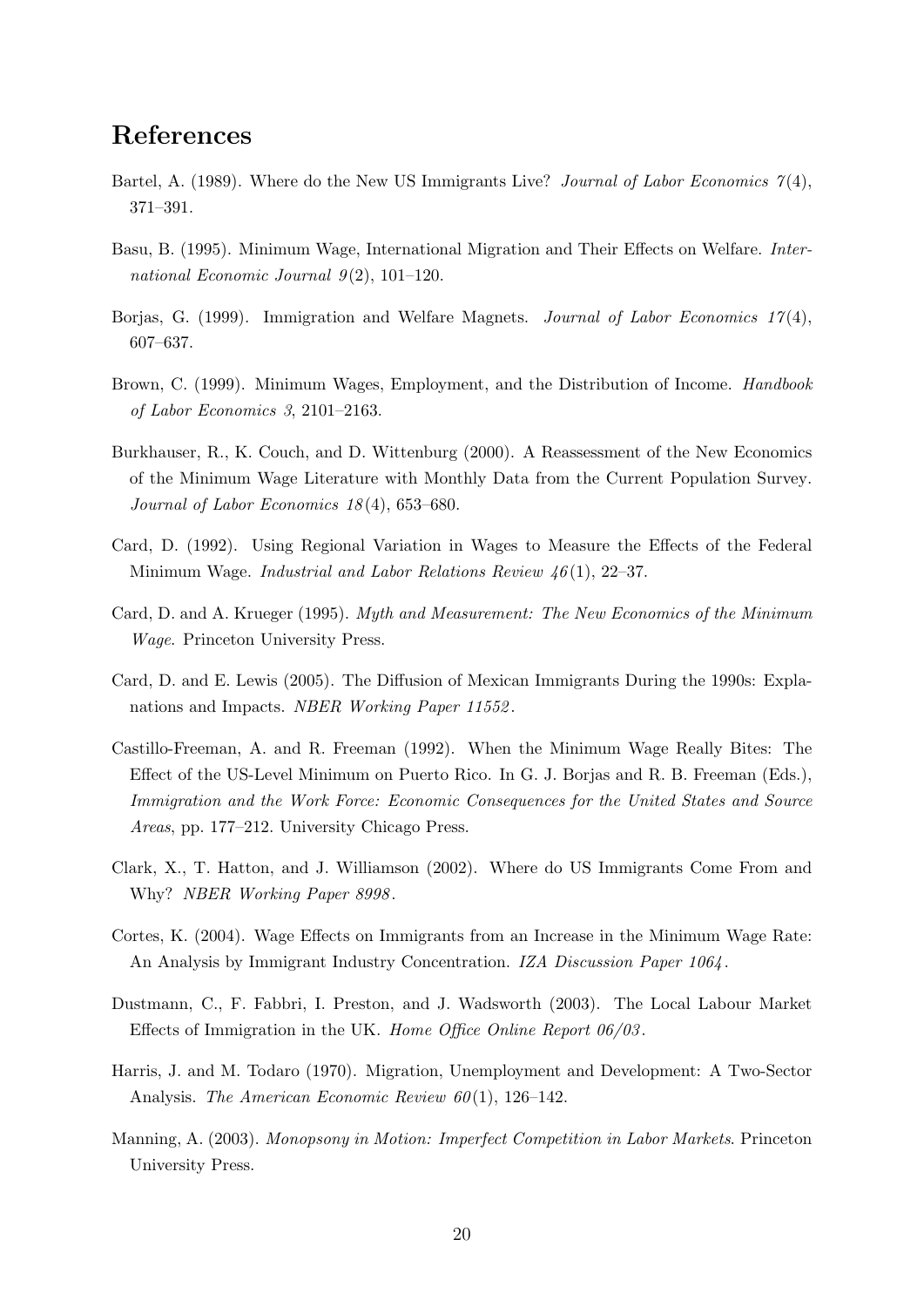# References

Bartel, A. (1989). Where do the New US Immigrants Live? *Journal of Labor Economics 7*(4), 371–391.

Basu, B. (1995). Minimum Wage, International Migration and Their Effects on Welfare. *International Economic Journal 9*(2), 101–120.

Borjas, G. (1999). Immigration and Welfare Magnets. *Journal of Labor Economics 17*(4), 607–637.

Brown, C. (1999). Minimum Wages, Employment, and the Distribution of Income. *Handbook of Labor Economics 3*, 2101–2163.

Burkhauser, R., K. Couch, and D. Wittenburg (2000). A Reassessment of the New Economics of the Minimum Wage Literature with Monthly Data from the Current Population Survey. *Journal of Labor Economics 18*(4), 653–680.

Card, D. (1992). Using Regional Variation in Wages to Measure the Effects of the Federal Minimum Wage. *Industrial and Labor Relations Review 46*(1), 22–37.

Card, D. and A. Krueger (1995). *Myth and Measurement: The New Economics of the Minimum Wage*. Princeton University Press.

Card, D. and E. Lewis (2005). The Diffusion of Mexican Immigrants During the 1990s: Explanations and Impacts. *NBER Working Paper 11552*.

Castillo-Freeman, A. and R. Freeman (1992). When the Minimum Wage Really Bites: The Effect of the US-Level Minimum on Puerto Rico. In G. J. Borjas and R. B. Freeman (Eds.), *Immigration and the Work Force: Economic Consequences for the United States and Source Areas*, pp. 177–212. University Chicago Press.

Clark, X., T. Hatton, and J. Williamson (2002). Where do US Immigrants Come From and Why? *NBER Working Paper 8998*.

Cortes, K. (2004). Wage Effects on Immigrants from an Increase in the Minimum Wage Rate: An Analysis by Immigrant Industry Concentration. *IZA Discussion Paper 1064*.

Dustmann, C., F. Fabbri, I. Preston, and J. Wadsworth (2003). The Local Labour Market Effects of Immigration in the UK. *Home Office Online Report 06/03*.

Harris, J. and M. Todaro (1970). Migration, Unemployment and Development: A Two-Sector Analysis. *The American Economic Review 60*(1), 126–142.

Manning, A. (2003). *Monopsony in Motion: Imperfect Competition in Labor Markets*. Princeton University Press.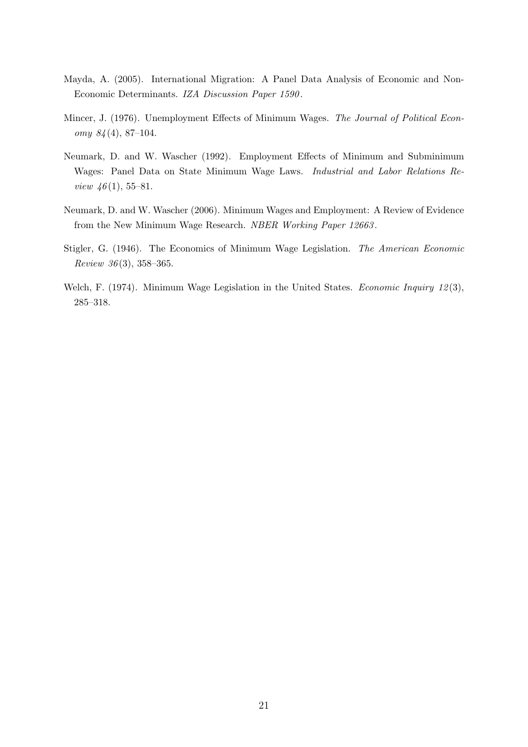Mayda, A. (2005). International Migration: A Panel Data Analysis of Economic and Non-Economic Determinants. *IZA Discussion Paper 1590*.

Mincer, J. (1976). Unemployment Effects of Minimum Wages. *The Journal of Political Economy 84*(4), 87–104.

Neumark, D. and W. Wascher (1992). Employment Effects of Minimum and Subminimum Wages: Panel Data on State Minimum Wage Laws. *Industrial and Labor Relations Review 46*(1), 55–81.

Neumark, D. and W. Wascher (2006). Minimum Wages and Employment: A Review of Evidence from the New Minimum Wage Research. *NBER Working Paper 12663*.

Stigler, G. (1946). The Economics of Minimum Wage Legislation. *The American Economic Review 36*(3), 358–365.

Welch, F. (1974). Minimum Wage Legislation in the United States. *Economic Inquiry 12*(3), 285–318.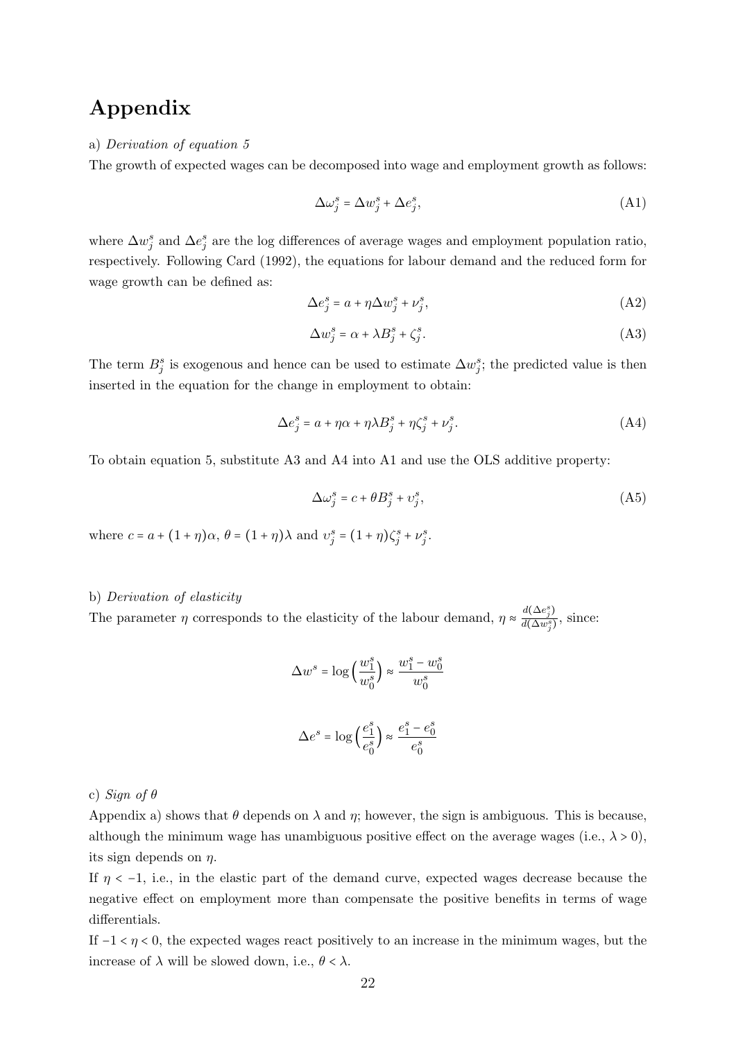# Appendix

a) *Derivation of equation 5*

The growth of expected wages can be decomposed into wage and employment growth as follows:

$$\Delta\omega_j^s = \Delta w_j^s + \Delta e_j^s, \tag{A1}$$

where $\Delta w_j^s$ and $\Delta e_j^s$ are the log differences of average wages and employment population ratio, respectively. Following Card (1992), the equations for labour demand and the reduced form for wage growth can be defined as:

$$\Delta e_j^s = a + \eta \Delta w_j^s + \nu_j^s, \tag{A2}$$

$$\Delta w_j^s = \alpha + \lambda B_j^s + \zeta_j^s. \tag{A3}$$

The term $B_j^s$ is exogenous and hence can be used to estimate $\Delta w_j^s$; the predicted value is then inserted in the equation for the change in employment to obtain:

$$\Delta e_j^s = a + \eta\alpha + \eta\lambda B_j^s + \eta\zeta_j^s + \nu_j^s. \tag{A4}$$

To obtain equation 5, substitute A3 and A4 into A1 and use the OLS additive property:

$$\Delta\omega_j^s = c + \theta B_j^s + \upsilon_j^s, \tag{A5}$$

where $c = a + (1+\eta)\alpha$, $\theta = (1+\eta)\lambda$ and $\upsilon_j^s = (1+\eta)\zeta_j^s + \nu_j^s$.

b) *Derivation of elasticity*

The parameter $\eta$ corresponds to the elasticity of the labour demand, $\eta \approx \frac{d(\Delta e_j^s)}{d(\Delta w_j^s)}$, since:

$$\Delta w^s = \log\left(\frac{w_1^s}{w_0^s}\right) \approx \frac{w_1^s - w_0^s}{w_0^s}$$

$$\Delta e^s = \log\left(\frac{e_1^s}{e_0^s}\right) \approx \frac{e_1^s - e_0^s}{e_0^s}$$

c) *Sign of* $\theta$

Appendix a) shows that $\theta$ depends on $\lambda$ and $\eta$; however, the sign is ambiguous. This is because, although the minimum wage has unambiguous positive effect on the average wages (i.e., $\lambda > 0$), its sign depends on $\eta$.

If $\eta < -1$, i.e., in the elastic part of the demand curve, expected wages decrease because the negative effect on employment more than compensate the positive benefits in terms of wage differentials.

If $-1 < \eta < 0$, the expected wages react positively to an increase in the minimum wages, but the increase of $\lambda$ will be slowed down, i.e., $\theta < \lambda$.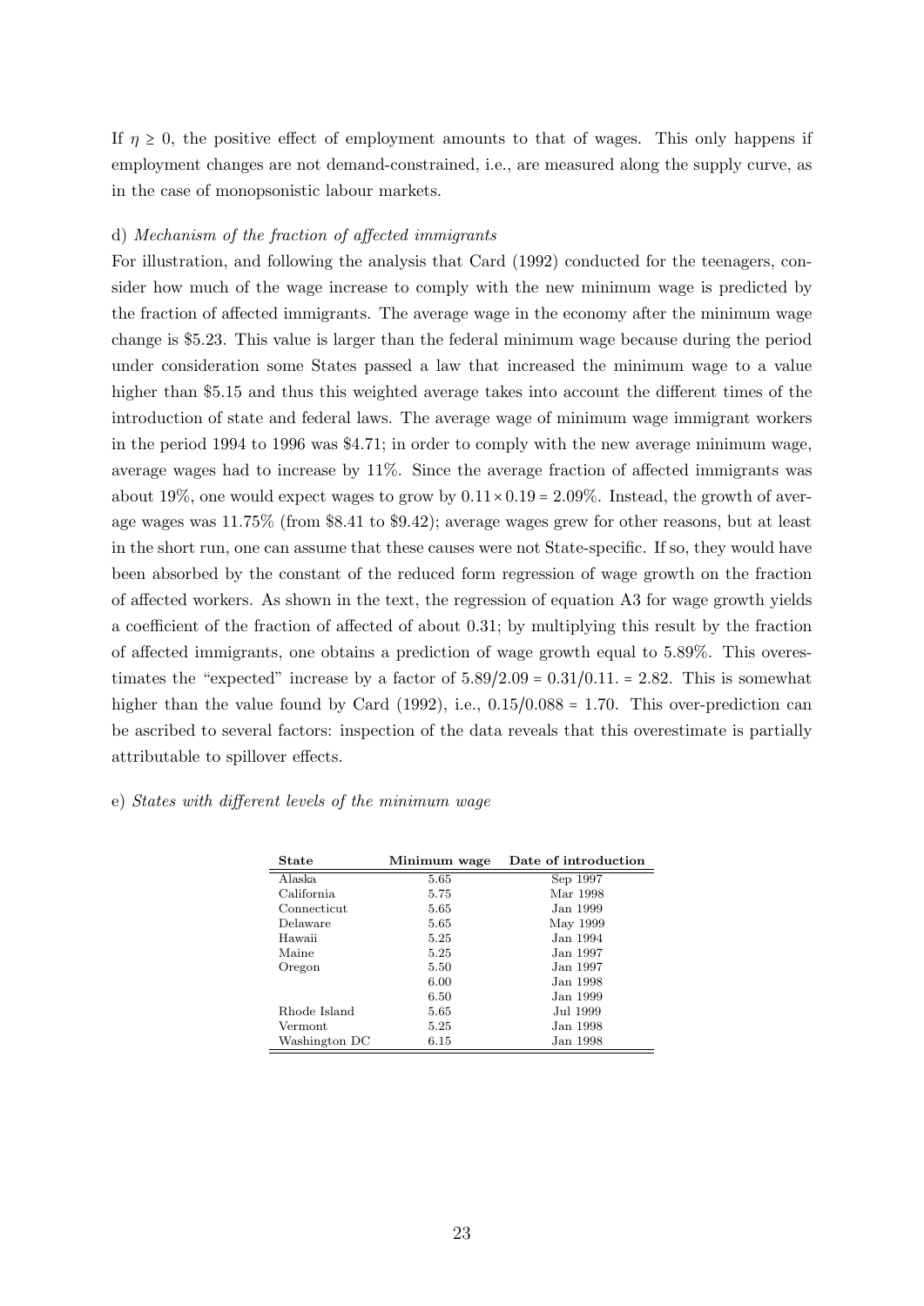If $\eta \geq 0$, the positive effect of employment amounts to that of wages. This only happens if employment changes are not demand-constrained, i.e., are measured along the supply curve, as in the case of monopsonistic labour markets.

d) *Mechanism of the fraction of affected immigrants*

For illustration, and following the analysis that Card (1992) conducted for the teenagers, consider how much of the wage increase to comply with the new minimum wage is predicted by the fraction of affected immigrants. The average wage in the economy after the minimum wage change is \$5.23. This value is larger than the federal minimum wage because during the period under consideration some States passed a law that increased the minimum wage to a value higher than \$5.15 and thus this weighted average takes into account the different times of the introduction of state and federal laws. The average wage of minimum wage immigrant workers in the period 1994 to 1996 was \$4.71; in order to comply with the new average minimum wage, average wages had to increase by 11%. Since the average fraction of affected immigrants was about 19%, one would expect wages to grow by $0.11 \times 0.19 = 2.09\%$. Instead, the growth of average wages was 11.75% (from \$8.41 to \$9.42); average wages grew for other reasons, but at least in the short run, one can assume that these causes were not State-specific. If so, they would have been absorbed by the constant of the reduced form regression of wage growth on the fraction of affected workers. As shown in the text, the regression of equation A3 for wage growth yields a coefficient of the fraction of affected of about 0.31; by multiplying this result by the fraction of affected immigrants, one obtains a prediction of wage growth equal to 5.89%. This overestimates the "expected" increase by a factor of $5.89/2.09 = 0.31/0.11. = 2.82$. This is somewhat higher than the value found by Card (1992), i.e., $0.15/0.088 = 1.70$. This over-prediction can be ascribed to several factors: inspection of the data reveals that this overestimate is partially attributable to spillover effects.

e) *States with different levels of the minimum wage*

| State | Minimum wage | Date of introduction |
|---|---|---|
| Alaska | 5.65 | Sep 1997 |
| California | 5.75 | Mar 1998 |
| Connecticut | 5.65 | Jan 1999 |
| Delaware | 5.65 | May 1999 |
| Hawaii | 5.25 | Jan 1994 |
| Maine | 5.25 | Jan 1997 |
| Oregon | 5.50 | Jan 1997 |
| | 6.00 | Jan 1998 |
| | 6.50 | Jan 1999 |
| Rhode Island | 5.65 | Jul 1999 |
| Vermont | 5.25 | Jan 1998 |
| Washington DC | 6.15 | Jan 1998 |